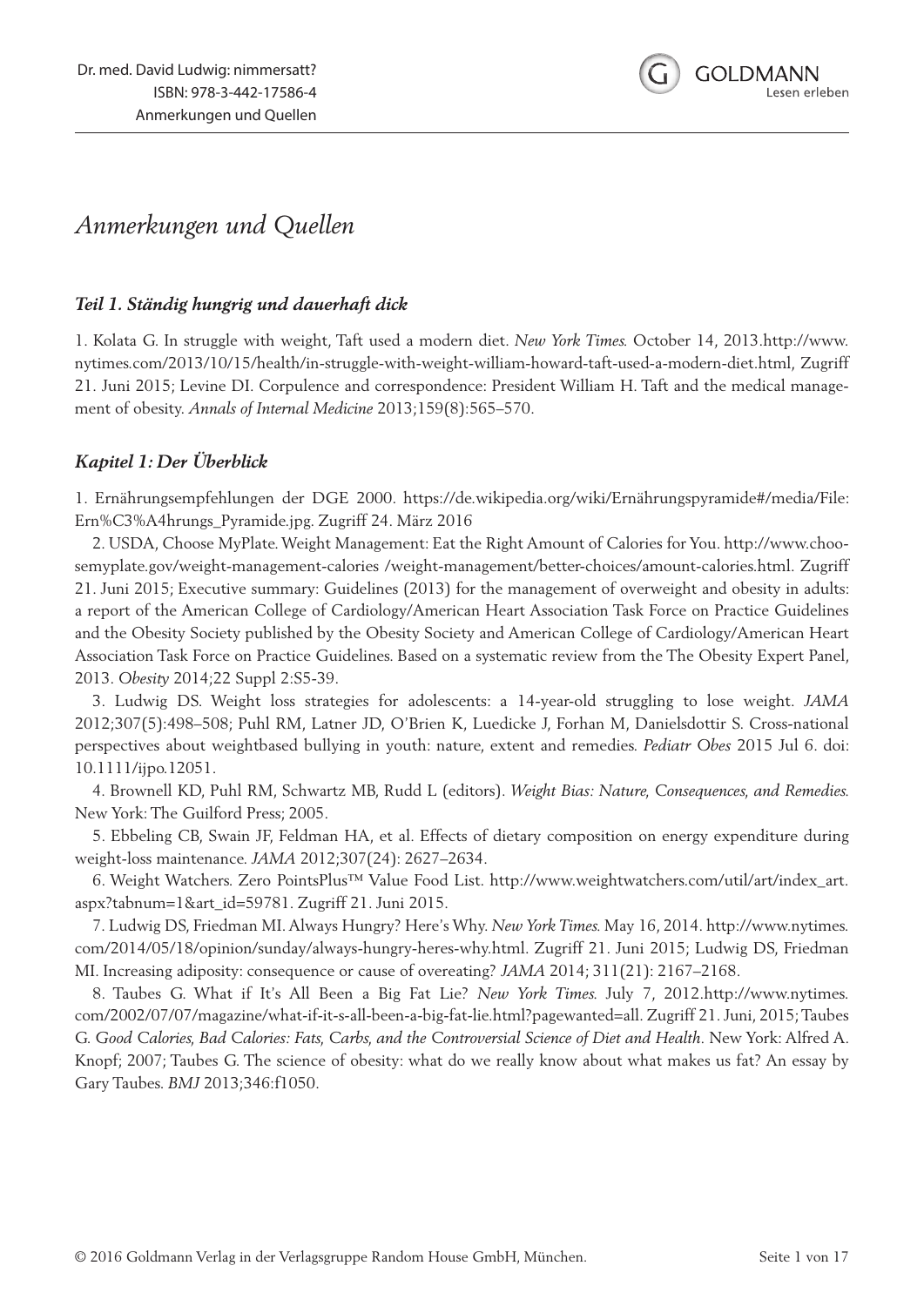# *Anmerkungen und Quellen*

### *Teil 1. Ständig hungrig und dauerhaft dick*

1. Kolata G. In struggle with weight, Taft used a modern diet. *New York Times.* October 14, 2013.http://www.nytimes.com/2013/10/15/health/in-struggle-with-weight-william-howard-taft-used-a-modern-diet.html, Zugriff 21. Juni 2015; Levine DI. Corpulence and correspondence: President William H. Taft and the medical management of obesity. *Annals of Internal Medicine* 2013;159(8):565–570.

### *Kapitel 1: Der Überblick*

1. Ernährungsempfehlungen der DGE 2000. https://de.wikipedia.org/wiki/Ernährungspyramide#/media/File:Ern%C3%A4hrungs_Pyramide.jpg. Zugriff 24. März 2016

2. USDA, Choose MyPlate. Weight Management: Eat the Right Amount of Calories for You. http://www.choosemyplate.gov/weight-management-calories /weight-management/better-choices/amount-calories.html. Zugriff 21. Juni 2015; Executive summary: Guidelines (2013) for the management of overweight and obesity in adults: a report of the American College of Cardiology/American Heart Association Task Force on Practice Guidelines and the Obesity Society published by the Obesity Society and American College of Cardiology/American Heart Association Task Force on Practice Guidelines. Based on a systematic review from the The Obesity Expert Panel, 2013. *Obesity* 2014;22 Suppl 2:S5-39.

3. Ludwig DS. Weight loss strategies for adolescents: a 14-year-old struggling to lose weight. *JAMA* 2012;307(5):498–508; Puhl RM, Latner JD, O'Brien K, Luedicke J, Forhan M, Danielsdottir S. Cross-national perspectives about weightbased bullying in youth: nature, extent and remedies. *Pediatr Obes* 2015 Jul 6. doi: 10.1111/ijpo.12051.

4. Brownell KD, Puhl RM, Schwartz MB, Rudd L (editors). *Weight Bias: Nature, Consequences, and Remedies.* New York: The Guilford Press; 2005.

5. Ebbeling CB, Swain JF, Feldman HA, et al. Effects of dietary composition on energy expenditure during weight-loss maintenance. *JAMA* 2012;307(24): 2627–2634.

6. Weight Watchers. Zero PointsPlus™ Value Food List. http://www.weightwatchers.com/util/art/index_art.aspx?tabnum=1&art_id=59781. Zugriff 21. Juni 2015.

7. Ludwig DS, Friedman MI. Always Hungry? Here's Why. *New York Times.* May 16, 2014. http://www.nytimes.com/2014/05/18/opinion/sunday/always-hungry-heres-why.html. Zugriff 21. Juni 2015; Ludwig DS, Friedman MI. Increasing adiposity: consequence or cause of overeating? *JAMA* 2014; 311(21): 2167–2168.

8. Taubes G. What if It's All Been a Big Fat Lie? *New York Times.* July 7, 2012.http://www.nytimes.com/2002/07/07/magazine/what-if-it-s-all-been-a-big-fat-lie.html?pagewanted=all. Zugriff 21. Juni, 2015; Taubes G. *Good Calories, Bad Calories: Fats, Carbs, and the Controversial Science of Diet and Health.* New York: Alfred A. Knopf; 2007; Taubes G. The science of obesity: what do we really know about what makes us fat? An essay by Gary Taubes. *BMJ* 2013;346:f1050.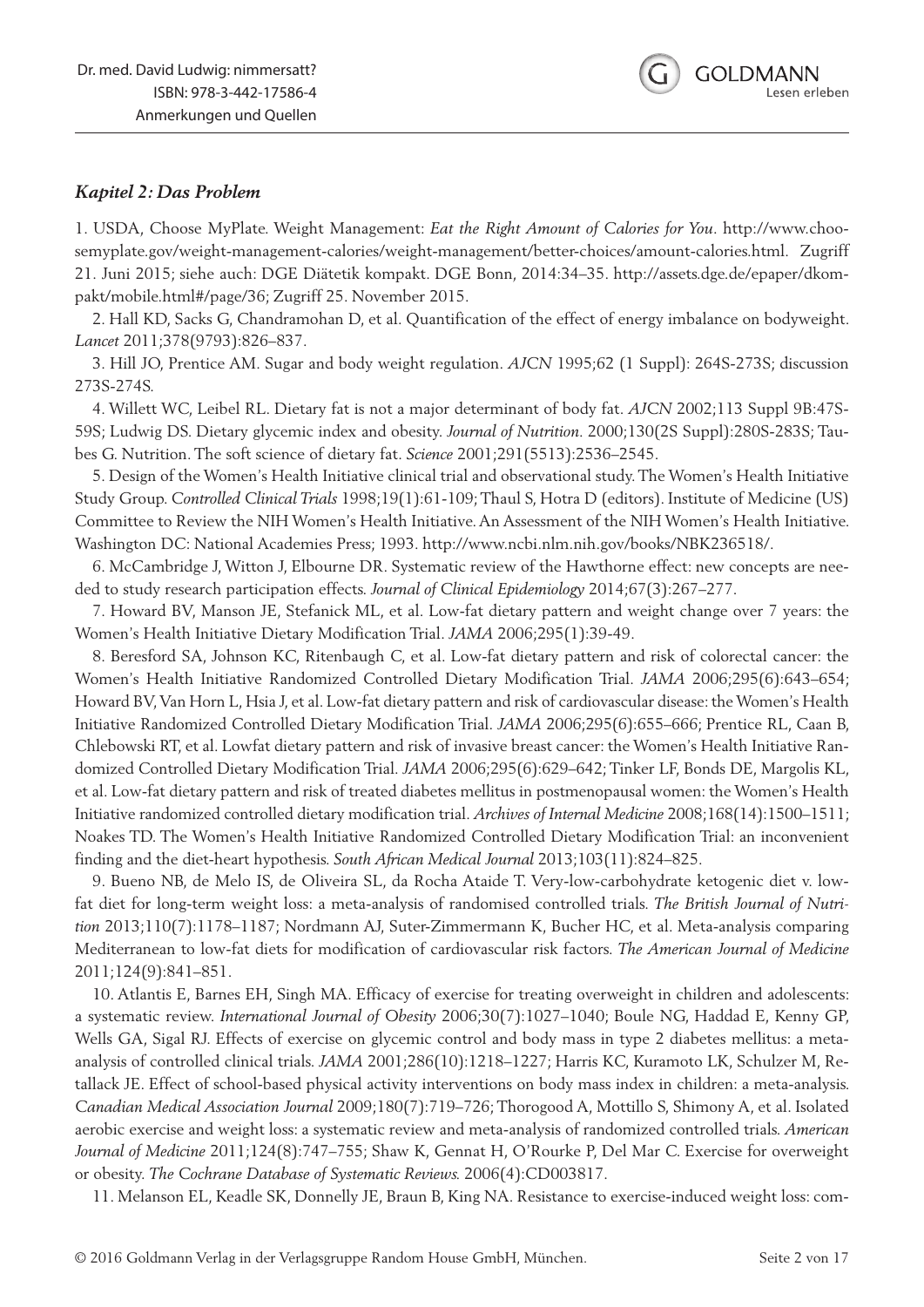### *Kapitel 2: Das Problem*

1. USDA, Choose MyPlate. Weight Management: *Eat the Right Amount of Calories for You.* http://www.choosemyplate.gov/weight-management-calories/weight-management/better-choices/amount-calories.html. Zugriff 21. Juni 2015; siehe auch: DGE Diätetik kompakt. DGE Bonn, 2014:34–35. http://assets.dge.de/epaper/dkompakt/mobile.html#/page/36; Zugriff 25. November 2015.

2. Hall KD, Sacks G, Chandramohan D, et al. Quantification of the effect of energy imbalance on bodyweight. *Lancet* 2011;378(9793):826–837.

3. Hill JO, Prentice AM. Sugar and body weight regulation. *AJCN* 1995;62 (1 Suppl): 264S-273S; discussion 273S-274S.

4. Willett WC, Leibel RL. Dietary fat is not a major determinant of body fat. *AJCN* 2002;113 Suppl 9B:47S-59S; Ludwig DS. Dietary glycemic index and obesity. *Journal of Nutrition.* 2000;130(2S Suppl):280S-283S; Taubes G. Nutrition. The soft science of dietary fat. *Science* 2001;291(5513):2536–2545.

5. Design of the Women's Health Initiative clinical trial and observational study. The Women's Health Initiative Study Group. *Controlled Clinical Trials* 1998;19(1):61-109; Thaul S, Hotra D (editors). Institute of Medicine (US) Committee to Review the NIH Women's Health Initiative. An Assessment of the NIH Women's Health Initiative. Washington DC: National Academies Press; 1993. http://www.ncbi.nlm.nih.gov/books/NBK236518/.

6. McCambridge J, Witton J, Elbourne DR. Systematic review of the Hawthorne effect: new concepts are needed to study research participation effects. *Journal of Clinical Epidemiology* 2014;67(3):267–277.

7. Howard BV, Manson JE, Stefanick ML, et al. Low-fat dietary pattern and weight change over 7 years: the Women's Health Initiative Dietary Modification Trial. *JAMA* 2006;295(1):39-49.

8. Beresford SA, Johnson KC, Ritenbaugh C, et al. Low-fat dietary pattern and risk of colorectal cancer: the Women's Health Initiative Randomized Controlled Dietary Modification Trial. *JAMA* 2006;295(6):643–654; Howard BV, Van Horn L, Hsia J, et al. Low-fat dietary pattern and risk of cardiovascular disease: the Women's Health Initiative Randomized Controlled Dietary Modification Trial. *JAMA* 2006;295(6):655–666; Prentice RL, Caan B, Chlebowski RT, et al. Lowfat dietary pattern and risk of invasive breast cancer: the Women's Health Initiative Randomized Controlled Dietary Modification Trial. *JAMA* 2006;295(6):629–642; Tinker LF, Bonds DE, Margolis KL, et al. Low-fat dietary pattern and risk of treated diabetes mellitus in postmenopausal women: the Women's Health Initiative randomized controlled dietary modification trial. *Archives of Internal Medicine* 2008;168(14):1500–1511; Noakes TD. The Women's Health Initiative Randomized Controlled Dietary Modification Trial: an inconvenient finding and the diet-heart hypothesis. *South African Medical Journal* 2013;103(11):824–825.

9. Bueno NB, de Melo IS, de Oliveira SL, da Rocha Ataide T. Very-low-carbohydrate ketogenic diet v. low-fat diet for long-term weight loss: a meta-analysis of randomised controlled trials. *The British Journal of Nutrition* 2013;110(7):1178–1187; Nordmann AJ, Suter-Zimmermann K, Bucher HC, et al. Meta-analysis comparing Mediterranean to low-fat diets for modification of cardiovascular risk factors. *The American Journal of Medicine* 2011;124(9):841–851.

10. Atlantis E, Barnes EH, Singh MA. Efficacy of exercise for treating overweight in children and adolescents: a systematic review. *International Journal of Obesity* 2006;30(7):1027–1040; Boule NG, Haddad E, Kenny GP, Wells GA, Sigal RJ. Effects of exercise on glycemic control and body mass in type 2 diabetes mellitus: a meta-analysis of controlled clinical trials. *JAMA* 2001;286(10):1218–1227; Harris KC, Kuramoto LK, Schulzer M, Retallack JE. Effect of school-based physical activity interventions on body mass index in children: a meta-analysis. *Canadian Medical Association Journal* 2009;180(7):719–726; Thorogood A, Mottillo S, Shimony A, et al. Isolated aerobic exercise and weight loss: a systematic review and meta-analysis of randomized controlled trials. *American Journal of Medicine* 2011;124(8):747–755; Shaw K, Gennat H, O'Rourke P, Del Mar C. Exercise for overweight or obesity. *The Cochrane Database of Systematic Reviews.* 2006(4):CD003817.

11. Melanson EL, Keadle SK, Donnelly JE, Braun B, King NA. Resistance to exercise-induced weight loss: com-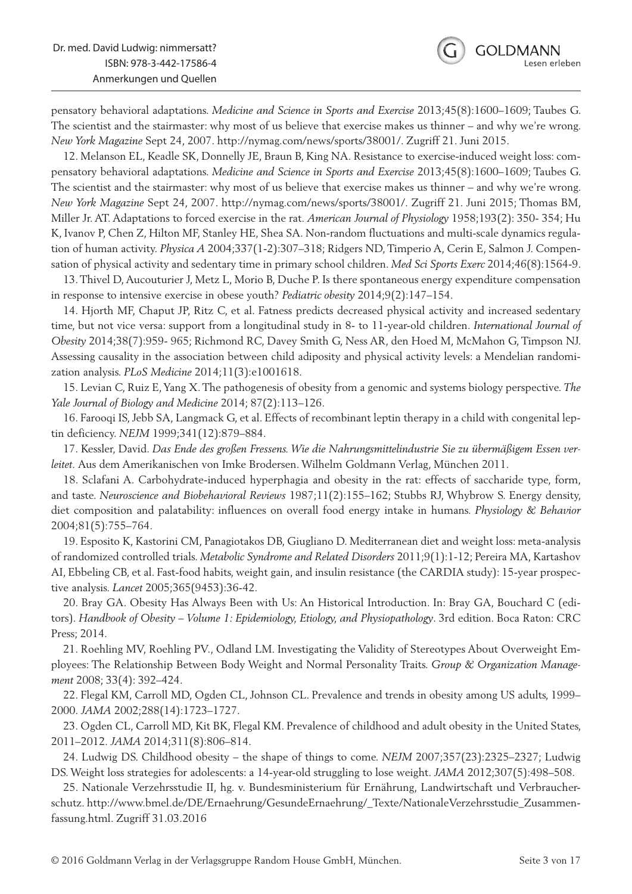pensatory behavioral adaptations. *Medicine and Science in Sports and Exercise* 2013;45(8):1600–1609; Taubes G. The scientist and the stairmaster: why most of us believe that exercise makes us thinner – and why we're wrong. *New York Magazine* Sept 24, 2007. http://nymag.com/news/sports/38001/. Zugriff 21. Juni 2015.

12. Melanson EL, Keadle SK, Donnelly JE, Braun B, King NA. Resistance to exercise-induced weight loss: compensatory behavioral adaptations. *Medicine and Science in Sports and Exercise* 2013;45(8):1600–1609; Taubes G. The scientist and the stairmaster: why most of us believe that exercise makes us thinner – and why we're wrong. *New York Magazine* Sept 24, 2007. http://nymag.com/news/sports/38001/. Zugriff 21. Juni 2015; Thomas BM, Miller Jr. AT. Adaptations to forced exercise in the rat. *American Journal of Physiology* 1958;193(2): 350- 354; Hu K, Ivanov P, Chen Z, Hilton MF, Stanley HE, Shea SA. Non-random fluctuations and multi-scale dynamics regulation of human activity. *Physica A* 2004;337(1-2):307–318; Ridgers ND, Timperio A, Cerin E, Salmon J. Compensation of physical activity and sedentary time in primary school children. *Med Sci Sports Exerc* 2014;46(8):1564-9.

13. Thivel D, Aucouturier J, Metz L, Morio B, Duche P. Is there spontaneous energy expenditure compensation in response to intensive exercise in obese youth? *Pediatric obesity* 2014;9(2):147–154.

14. Hjorth MF, Chaput JP, Ritz C, et al. Fatness predicts decreased physical activity and increased sedentary time, but not vice versa: support from a longitudinal study in 8- to 11-year-old children. *International Journal of Obesity* 2014;38(7):959- 965; Richmond RC, Davey Smith G, Ness AR, den Hoed M, McMahon G, Timpson NJ. Assessing causality in the association between child adiposity and physical activity levels: a Mendelian randomization analysis. *PLoS Medicine* 2014;11(3):e1001618.

15. Levian C, Ruiz E, Yang X. The pathogenesis of obesity from a genomic and systems biology perspective. *The Yale Journal of Biology and Medicine* 2014; 87(2):113–126.

16. Farooqi IS, Jebb SA, Langmack G, et al. Effects of recombinant leptin therapy in a child with congenital leptin deficiency. *NEJM* 1999;341(12):879–884.

17. Kessler, David. *Das Ende des großen Fressens. Wie die Nahrungsmittelindustrie Sie zu übermäßigem Essen verleitet*. Aus dem Amerikanischen von Imke Brodersen. Wilhelm Goldmann Verlag, München 2011.

18. Sclafani A. Carbohydrate-induced hyperphagia and obesity in the rat: effects of saccharide type, form, and taste. *Neuroscience and Biobehavioral Reviews* 1987;11(2):155–162; Stubbs RJ, Whybrow S. Energy density, diet composition and palatability: influences on overall food energy intake in humans. *Physiology & Behavior* 2004;81(5):755–764.

19. Esposito K, Kastorini CM, Panagiotakos DB, Giugliano D. Mediterranean diet and weight loss: meta-analysis of randomized controlled trials. *Metabolic Syndrome and Related Disorders* 2011;9(1):1-12; Pereira MA, Kartashov AI, Ebbeling CB, et al. Fast-food habits, weight gain, and insulin resistance (the CARDIA study): 15-year prospective analysis. *Lancet* 2005;365(9453):36-42.

20. Bray GA. Obesity Has Always Been with Us: An Historical Introduction. In: Bray GA, Bouchard C (editors). *Handbook of Obesity – Volume 1: Epidemiology, Etiology, and Physiopathology*. 3rd edition. Boca Raton: CRC Press; 2014.

21. Roehling MV, Roehling PV., Odland LM. Investigating the Validity of Stereotypes About Overweight Employees: The Relationship Between Body Weight and Normal Personality Traits. *Group & Organization Management* 2008; 33(4): 392–424.

22. Flegal KM, Carroll MD, Ogden CL, Johnson CL. Prevalence and trends in obesity among US adults, 1999–2000. *JAMA* 2002;288(14):1723–1727.

23. Ogden CL, Carroll MD, Kit BK, Flegal KM. Prevalence of childhood and adult obesity in the United States, 2011–2012. *JAMA* 2014;311(8):806–814.

24. Ludwig DS. Childhood obesity – the shape of things to come. *NEJM* 2007;357(23):2325–2327; Ludwig DS. Weight loss strategies for adolescents: a 14-year-old struggling to lose weight. *JAMA* 2012;307(5):498–508.

25. Nationale Verzehrsstudie II, hg. v. Bundesministerium für Ernährung, Landwirtschaft und Verbraucherschutz. http://www.bmel.de/DE/Ernaehrung/GesundeErnaehrung/_Texte/NationaleVerzehrsstudie_Zusammenfassung.html. Zugriff 31.03.2016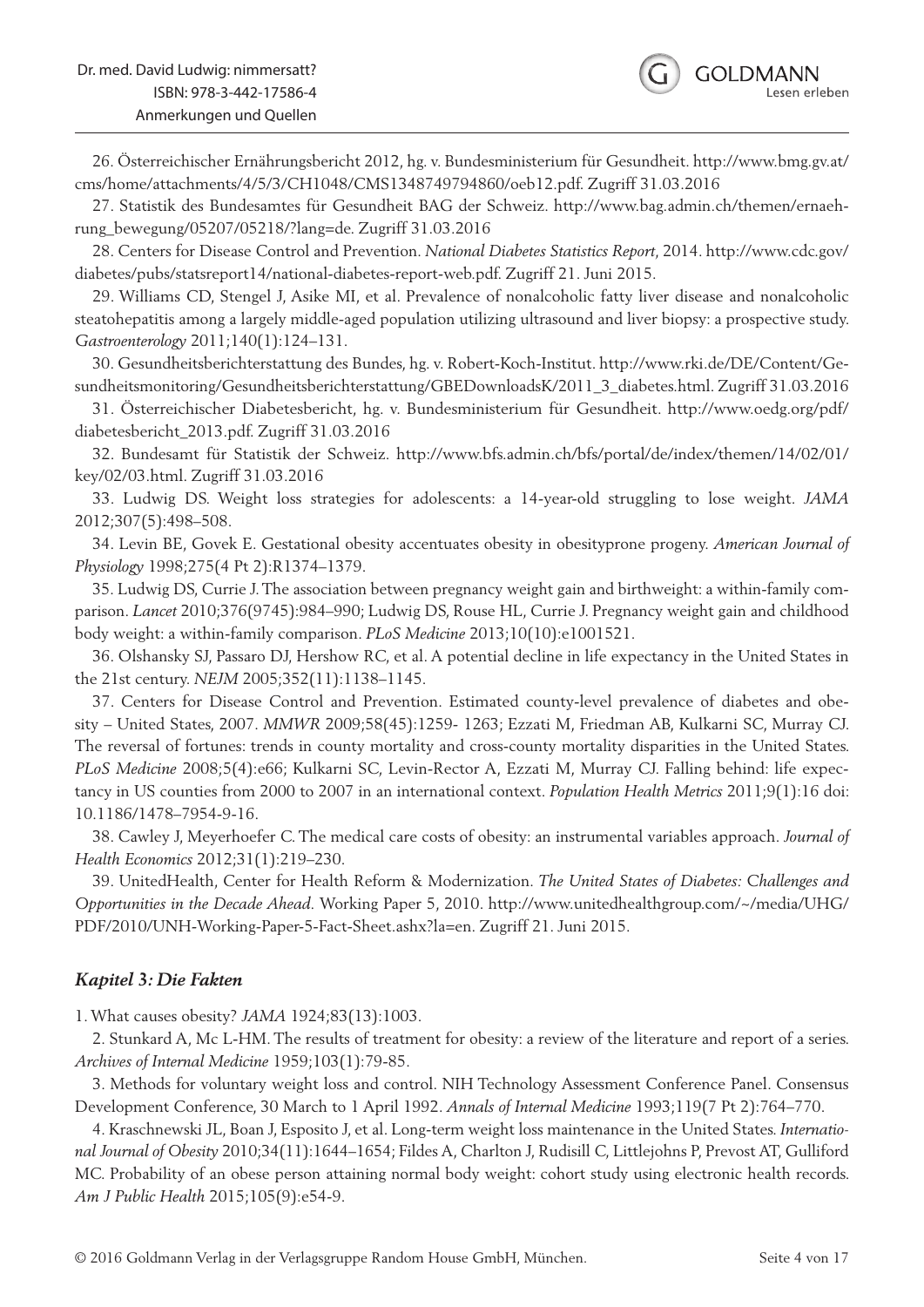26. Österreichischer Ernährungsbericht 2012, hg. v. Bundesministerium für Gesundheit. http://www.bmg.gv.at/cms/home/attachments/4/5/3/CH1048/CMS1348749794860/oeb12.pdf. Zugriff 31.03.2016

27. Statistik des Bundesamtes für Gesundheit BAG der Schweiz. http://www.bag.admin.ch/themen/ernaehrung_bewegung/05207/05218/?lang=de. Zugriff 31.03.2016

28. Centers for Disease Control and Prevention. *National Diabetes Statistics Report*, 2014. http://www.cdc.gov/diabetes/pubs/statsreport14/national-diabetes-report-web.pdf. Zugriff 21. Juni 2015.

29. Williams CD, Stengel J, Asike MI, et al. Prevalence of nonalcoholic fatty liver disease and nonalcoholic steatohepatitis among a largely middle-aged population utilizing ultrasound and liver biopsy: a prospective study. *Gastroenterology* 2011;140(1):124–131.

30. Gesundheitsberichterstattung des Bundes, hg. v. Robert-Koch-Institut. http://www.rki.de/DE/Content/Gesundheitsmonitoring/Gesundheitsberichterstattung/GBEDownloadsK/2011_3_diabetes.html. Zugriff 31.03.2016

31. Österreichischer Diabetesbericht, hg. v. Bundesministerium für Gesundheit. http://www.oedg.org/pdf/diabetesbericht_2013.pdf. Zugriff 31.03.2016

32. Bundesamt für Statistik der Schweiz. http://www.bfs.admin.ch/bfs/portal/de/index/themen/14/02/01/key/02/03.html. Zugriff 31.03.2016

33. Ludwig DS. Weight loss strategies for adolescents: a 14-year-old struggling to lose weight. *JAMA* 2012;307(5):498–508.

34. Levin BE, Govek E. Gestational obesity accentuates obesity in obesityprone progeny. *American Journal of Physiology* 1998;275(4 Pt 2):R1374–1379.

35. Ludwig DS, Currie J. The association between pregnancy weight gain and birthweight: a within-family comparison. *Lancet* 2010;376(9745):984–990; Ludwig DS, Rouse HL, Currie J. Pregnancy weight gain and childhood body weight: a within-family comparison. *PLoS Medicine* 2013;10(10):e1001521.

36. Olshansky SJ, Passaro DJ, Hershow RC, et al. A potential decline in life expectancy in the United States in the 21st century. *NEJM* 2005;352(11):1138–1145.

37. Centers for Disease Control and Prevention. Estimated county-level prevalence of diabetes and obesity – United States, 2007. *MMWR* 2009;58(45):1259- 1263; Ezzati M, Friedman AB, Kulkarni SC, Murray CJ. The reversal of fortunes: trends in county mortality and cross-county mortality disparities in the United States. *PLoS Medicine* 2008;5(4):e66; Kulkarni SC, Levin-Rector A, Ezzati M, Murray CJ. Falling behind: life expectancy in US counties from 2000 to 2007 in an international context. *Population Health Metrics* 2011;9(1):16 doi: 10.1186/1478–7954-9-16.

38. Cawley J, Meyerhoefer C. The medical care costs of obesity: an instrumental variables approach. *Journal of Health Economics* 2012;31(1):219–230.

39. UnitedHealth, Center for Health Reform & Modernization. *The United States of Diabetes: Challenges and Opportunities in the Decade Ahead.* Working Paper 5, 2010. http://www.unitedhealthgroup.com/~/media/UHG/PDF/2010/UNH-Working-Paper-5-Fact-Sheet.ashx?la=en. Zugriff 21. Juni 2015.

### *Kapitel 3: Die Fakten*

1. What causes obesity? *JAMA* 1924;83(13):1003.

2. Stunkard A, Mc L-HM. The results of treatment for obesity: a review of the literature and report of a series. *Archives of Internal Medicine* 1959;103(1):79-85.

3. Methods for voluntary weight loss and control. NIH Technology Assessment Conference Panel. Consensus Development Conference, 30 March to 1 April 1992. *Annals of Internal Medicine* 1993;119(7 Pt 2):764–770.

4. Kraschnewski JL, Boan J, Esposito J, et al. Long-term weight loss maintenance in the United States. *International Journal of Obesity* 2010;34(11):1644–1654; Fildes A, Charlton J, Rudisill C, Littlejohns P, Prevost AT, Gulliford MC. Probability of an obese person attaining normal body weight: cohort study using electronic health records. *Am J Public Health* 2015;105(9):e54-9.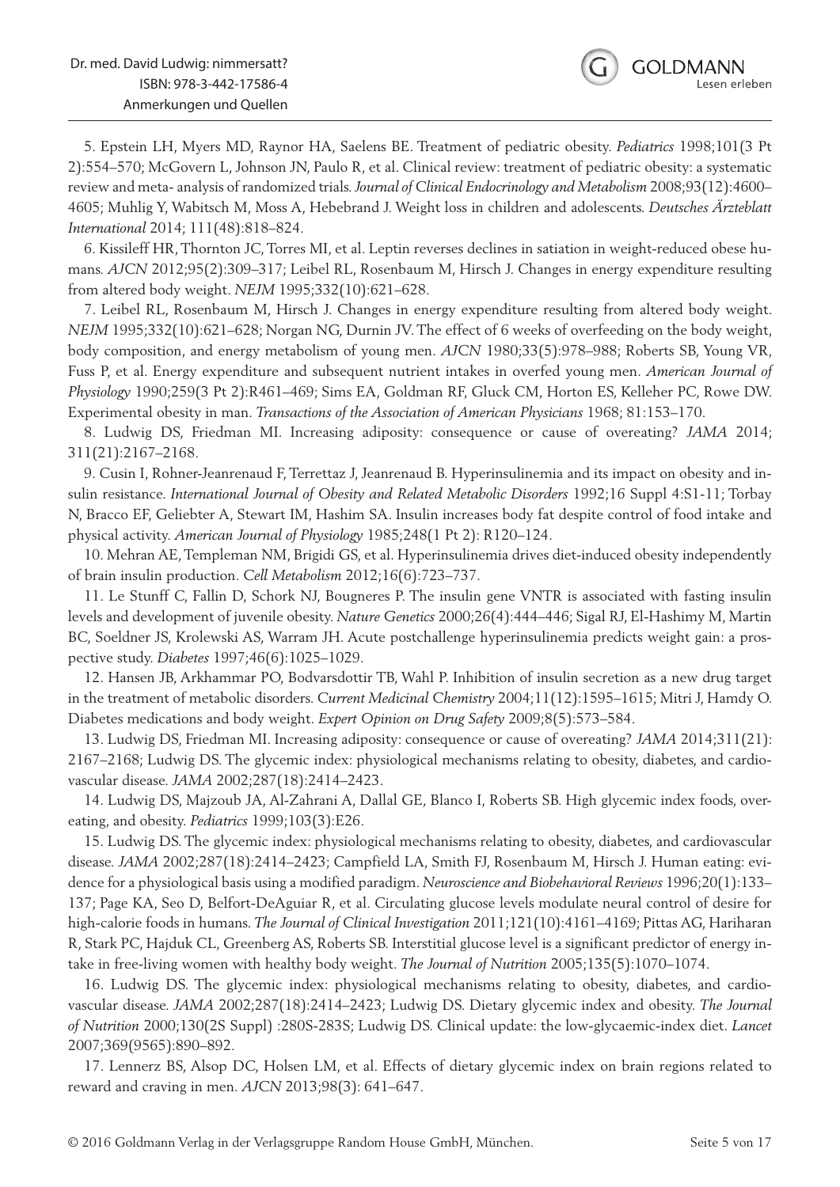5. Epstein LH, Myers MD, Raynor HA, Saelens BE. Treatment of pediatric obesity. *Pediatrics* 1998;101(3 Pt 2):554–570; McGovern L, Johnson JN, Paulo R, et al. Clinical review: treatment of pediatric obesity: a systematic review and meta- analysis of randomized trials. *Journal of Clinical Endocrinology and Metabolism* 2008;93(12):4600–4605; Muhlig Y, Wabitsch M, Moss A, Hebebrand J. Weight loss in children and adolescents. *Deutsches Ärzteblatt International* 2014; 111(48):818–824.

6. Kissileff HR, Thornton JC, Torres MI, et al. Leptin reverses declines in satiation in weight-reduced obese humans. *AJCN* 2012;95(2):309–317; Leibel RL, Rosenbaum M, Hirsch J. Changes in energy expenditure resulting from altered body weight. *NEJM* 1995;332(10):621–628.

7. Leibel RL, Rosenbaum M, Hirsch J. Changes in energy expenditure resulting from altered body weight. *NEJM* 1995;332(10):621–628; Norgan NG, Durnin JV. The effect of 6 weeks of overfeeding on the body weight, body composition, and energy metabolism of young men. *AJCN* 1980;33(5):978–988; Roberts SB, Young VR, Fuss P, et al. Energy expenditure and subsequent nutrient intakes in overfed young men. *American Journal of Physiology* 1990;259(3 Pt 2):R461–469; Sims EA, Goldman RF, Gluck CM, Horton ES, Kelleher PC, Rowe DW. Experimental obesity in man. *Transactions of the Association of American Physicians* 1968; 81:153–170.

8. Ludwig DS, Friedman MI. Increasing adiposity: consequence or cause of overeating? *JAMA* 2014; 311(21):2167–2168.

9. Cusin I, Rohner-Jeanrenaud F, Terrettaz J, Jeanrenaud B. Hyperinsulinemia and its impact on obesity and insulin resistance. *International Journal of Obesity and Related Metabolic Disorders* 1992;16 Suppl 4:S1-11; Torbay N, Bracco EF, Geliebter A, Stewart IM, Hashim SA. Insulin increases body fat despite control of food intake and physical activity. *American Journal of Physiology* 1985;248(1 Pt 2): R120–124.

10. Mehran AE, Templeman NM, Brigidi GS, et al. Hyperinsulinemia drives diet-induced obesity independently of brain insulin production. *Cell Metabolism* 2012;16(6):723–737.

11. Le Stunff C, Fallin D, Schork NJ, Bougneres P. The insulin gene VNTR is associated with fasting insulin levels and development of juvenile obesity. *Nature Genetics* 2000;26(4):444–446; Sigal RJ, El-Hashimy M, Martin BC, Soeldner JS, Krolewski AS, Warram JH. Acute postchallenge hyperinsulinemia predicts weight gain: a prospective study. *Diabetes* 1997;46(6):1025–1029.

12. Hansen JB, Arkhammar PO, Bodvarsdottir TB, Wahl P. Inhibition of insulin secretion as a new drug target in the treatment of metabolic disorders. *Current Medicinal Chemistry* 2004;11(12):1595–1615; Mitri J, Hamdy O. Diabetes medications and body weight. *Expert Opinion on Drug Safety* 2009;8(5):573–584.

13. Ludwig DS, Friedman MI. Increasing adiposity: consequence or cause of overeating? *JAMA* 2014;311(21): 2167–2168; Ludwig DS. The glycemic index: physiological mechanisms relating to obesity, diabetes, and cardiovascular disease. *JAMA* 2002;287(18):2414–2423.

14. Ludwig DS, Majzoub JA, Al-Zahrani A, Dallal GE, Blanco I, Roberts SB. High glycemic index foods, overeating, and obesity. *Pediatrics* 1999;103(3):E26.

15. Ludwig DS. The glycemic index: physiological mechanisms relating to obesity, diabetes, and cardiovascular disease. *JAMA* 2002;287(18):2414–2423; Campfield LA, Smith FJ, Rosenbaum M, Hirsch J. Human eating: evidence for a physiological basis using a modified paradigm. *Neuroscience and Biobehavioral Reviews* 1996;20(1):133–137; Page KA, Seo D, Belfort-DeAguiar R, et al. Circulating glucose levels modulate neural control of desire for high-calorie foods in humans. *The Journal of Clinical Investigation* 2011;121(10):4161–4169; Pittas AG, Hariharan R, Stark PC, Hajduk CL, Greenberg AS, Roberts SB. Interstitial glucose level is a significant predictor of energy intake in free-living women with healthy body weight. *The Journal of Nutrition* 2005;135(5):1070–1074.

16. Ludwig DS. The glycemic index: physiological mechanisms relating to obesity, diabetes, and cardiovascular disease. *JAMA* 2002;287(18):2414–2423; Ludwig DS. Dietary glycemic index and obesity. *The Journal of Nutrition* 2000;130(2S Suppl) :280S-283S; Ludwig DS. Clinical update: the low-glycaemic-index diet. *Lancet* 2007;369(9565):890–892.

17. Lennerz BS, Alsop DC, Holsen LM, et al. Effects of dietary glycemic index on brain regions related to reward and craving in men. *AJCN* 2013;98(3): 641–647.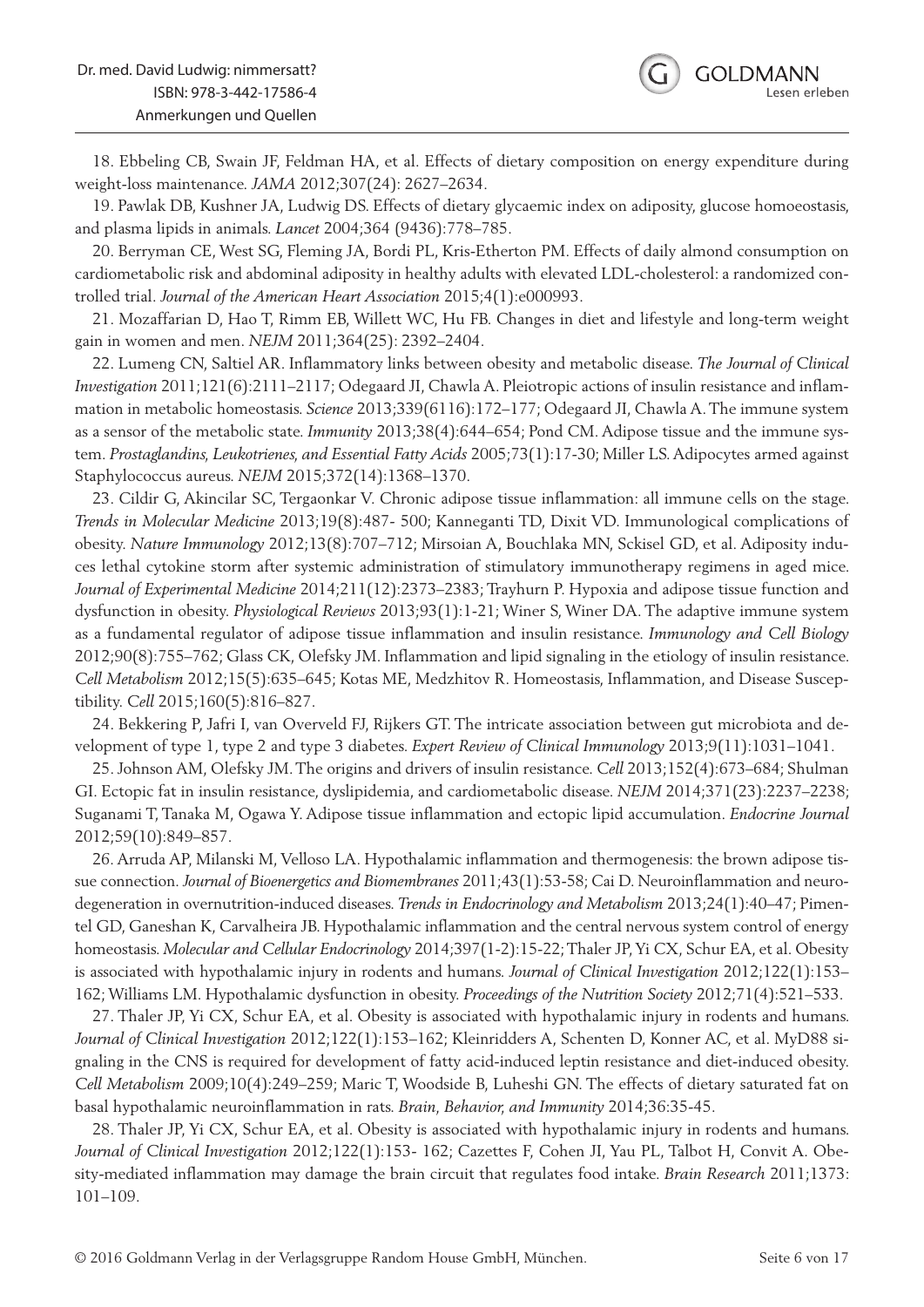18. Ebbeling CB, Swain JF, Feldman HA, et al. Effects of dietary composition on energy expenditure during weight-loss maintenance. *JAMA* 2012;307(24): 2627–2634.

19. Pawlak DB, Kushner JA, Ludwig DS. Effects of dietary glycaemic index on adiposity, glucose homoeostasis, and plasma lipids in animals. *Lancet* 2004;364 (9436):778–785.

20. Berryman CE, West SG, Fleming JA, Bordi PL, Kris-Etherton PM. Effects of daily almond consumption on cardiometabolic risk and abdominal adiposity in healthy adults with elevated LDL-cholesterol: a randomized controlled trial. *Journal of the American Heart Association* 2015;4(1):e000993.

21. Mozaffarian D, Hao T, Rimm EB, Willett WC, Hu FB. Changes in diet and lifestyle and long-term weight gain in women and men. *NEJM* 2011;364(25): 2392–2404.

22. Lumeng CN, Saltiel AR. Inflammatory links between obesity and metabolic disease. *The Journal of Clinical Investigation* 2011;121(6):2111–2117; Odegaard JI, Chawla A. Pleiotropic actions of insulin resistance and inflammation in metabolic homeostasis. *Science* 2013;339(6116):172–177; Odegaard JI, Chawla A. The immune system as a sensor of the metabolic state. *Immunity* 2013;38(4):644–654; Pond CM. Adipose tissue and the immune system. *Prostaglandins, Leukotrienes, and Essential Fatty Acids* 2005;73(1):17-30; Miller LS. Adipocytes armed against Staphylococcus aureus. *NEJM* 2015;372(14):1368–1370.

23. Cildir G, Akincilar SC, Tergaonkar V. Chronic adipose tissue inflammation: all immune cells on the stage. *Trends in Molecular Medicine* 2013;19(8):487- 500; Kanneganti TD, Dixit VD. Immunological complications of obesity. *Nature Immunology* 2012;13(8):707–712; Mirsoian A, Bouchlaka MN, Sckisel GD, et al. Adiposity induces lethal cytokine storm after systemic administration of stimulatory immunotherapy regimens in aged mice. *Journal of Experimental Medicine* 2014;211(12):2373–2383; Trayhurn P. Hypoxia and adipose tissue function and dysfunction in obesity. *Physiological Reviews* 2013;93(1):1-21; Winer S, Winer DA. The adaptive immune system as a fundamental regulator of adipose tissue inflammation and insulin resistance. *Immunology and Cell Biology* 2012;90(8):755–762; Glass CK, Olefsky JM. Inflammation and lipid signaling in the etiology of insulin resistance. *Cell Metabolism* 2012;15(5):635–645; Kotas ME, Medzhitov R. Homeostasis, Inflammation, and Disease Susceptibility. *Cell* 2015;160(5):816–827.

24. Bekkering P, Jafri I, van Overveld FJ, Rijkers GT. The intricate association between gut microbiota and development of type 1, type 2 and type 3 diabetes. *Expert Review of Clinical Immunology* 2013;9(11):1031–1041.

25. Johnson AM, Olefsky JM. The origins and drivers of insulin resistance. *Cell* 2013;152(4):673–684; Shulman GI. Ectopic fat in insulin resistance, dyslipidemia, and cardiometabolic disease. *NEJM* 2014;371(23):2237–2238; Suganami T, Tanaka M, Ogawa Y. Adipose tissue inflammation and ectopic lipid accumulation. *Endocrine Journal* 2012;59(10):849–857.

26. Arruda AP, Milanski M, Velloso LA. Hypothalamic inflammation and thermogenesis: the brown adipose tissue connection. *Journal of Bioenergetics and Biomembranes* 2011;43(1):53-58; Cai D. Neuroinflammation and neurodegeneration in overnutrition-induced diseases. *Trends in Endocrinology and Metabolism* 2013;24(1):40–47; Pimentel GD, Ganeshan K, Carvalheira JB. Hypothalamic inflammation and the central nervous system control of energy homeostasis. *Molecular and Cellular Endocrinology* 2014;397(1-2):15-22; Thaler JP, Yi CX, Schur EA, et al. Obesity is associated with hypothalamic injury in rodents and humans. *Journal of Clinical Investigation* 2012;122(1):153–162; Williams LM. Hypothalamic dysfunction in obesity. *Proceedings of the Nutrition Society* 2012;71(4):521–533.

27. Thaler JP, Yi CX, Schur EA, et al. Obesity is associated with hypothalamic injury in rodents and humans. *Journal of Clinical Investigation* 2012;122(1):153–162; Kleinridders A, Schenten D, Konner AC, et al. MyD88 signaling in the CNS is required for development of fatty acid-induced leptin resistance and diet-induced obesity. *Cell Metabolism* 2009;10(4):249–259; Maric T, Woodside B, Luheshi GN. The effects of dietary saturated fat on basal hypothalamic neuroinflammation in rats. *Brain, Behavior, and Immunity* 2014;36:35-45.

28. Thaler JP, Yi CX, Schur EA, et al. Obesity is associated with hypothalamic injury in rodents and humans. *Journal of Clinical Investigation* 2012;122(1):153- 162; Cazettes F, Cohen JI, Yau PL, Talbot H, Convit A. Obesity-mediated inflammation may damage the brain circuit that regulates food intake. *Brain Research* 2011;1373: 101–109.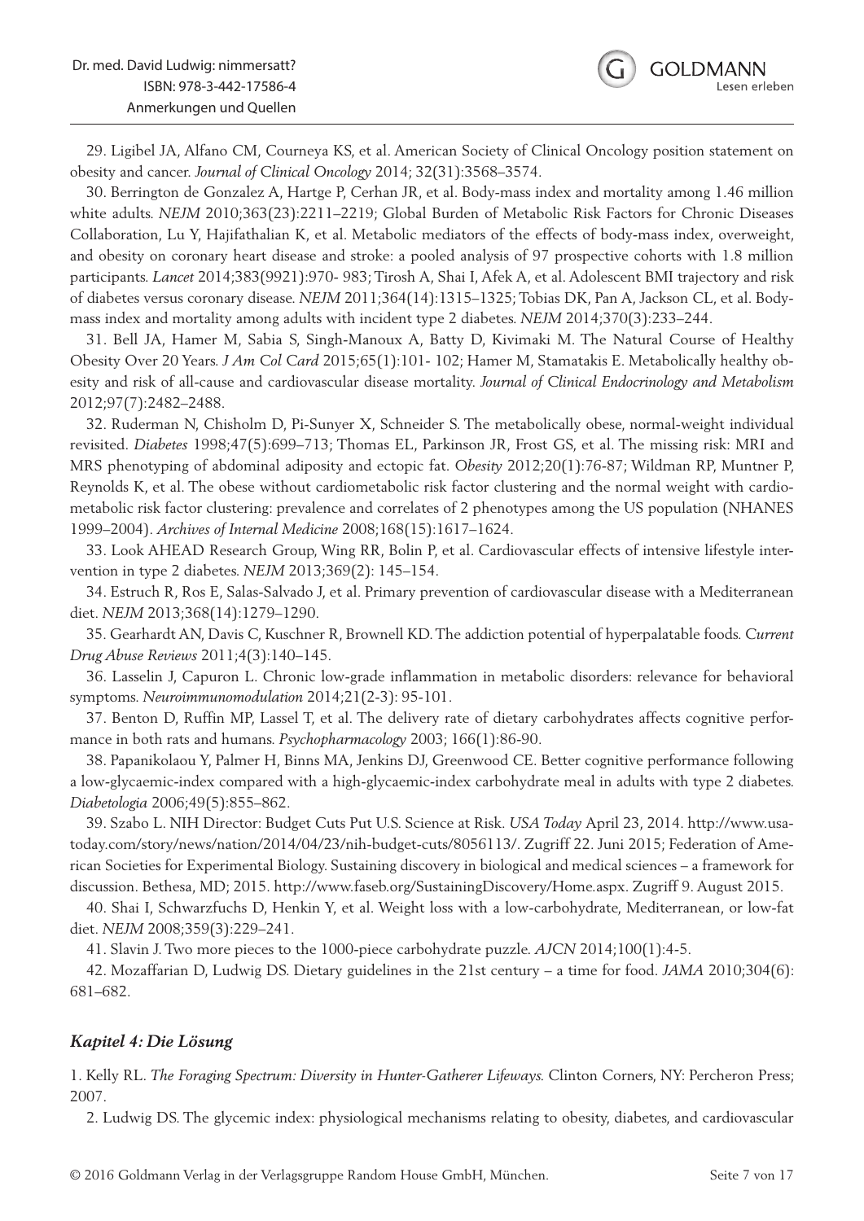29. Ligibel JA, Alfano CM, Courneya KS, et al. American Society of Clinical Oncology position statement on obesity and cancer. *Journal of Clinical Oncology* 2014; 32(31):3568–3574.

30. Berrington de Gonzalez A, Hartge P, Cerhan JR, et al. Body-mass index and mortality among 1.46 million white adults. *NEJM* 2010;363(23):2211–2219; Global Burden of Metabolic Risk Factors for Chronic Diseases Collaboration, Lu Y, Hajifathalian K, et al. Metabolic mediators of the effects of body-mass index, overweight, and obesity on coronary heart disease and stroke: a pooled analysis of 97 prospective cohorts with 1.8 million participants. *Lancet* 2014;383(9921):970- 983; Tirosh A, Shai I, Afek A, et al. Adolescent BMI trajectory and risk of diabetes versus coronary disease. *NEJM* 2011;364(14):1315–1325; Tobias DK, Pan A, Jackson CL, et al. Body-mass index and mortality among adults with incident type 2 diabetes. *NEJM* 2014;370(3):233–244.

31. Bell JA, Hamer M, Sabia S, Singh-Manoux A, Batty D, Kivimaki M. The Natural Course of Healthy Obesity Over 20 Years. *J Am Col Card* 2015;65(1):101- 102; Hamer M, Stamatakis E. Metabolically healthy obesity and risk of all-cause and cardiovascular disease mortality. *Journal of Clinical Endocrinology and Metabolism* 2012;97(7):2482–2488.

32. Ruderman N, Chisholm D, Pi-Sunyer X, Schneider S. The metabolically obese, normal-weight individual revisited. *Diabetes* 1998;47(5):699–713; Thomas EL, Parkinson JR, Frost GS, et al. The missing risk: MRI and MRS phenotyping of abdominal adiposity and ectopic fat. *Obesity* 2012;20(1):76-87; Wildman RP, Muntner P, Reynolds K, et al. The obese without cardiometabolic risk factor clustering and the normal weight with cardiometabolic risk factor clustering: prevalence and correlates of 2 phenotypes among the US population (NHANES 1999–2004). *Archives of Internal Medicine* 2008;168(15):1617–1624.

33. Look AHEAD Research Group, Wing RR, Bolin P, et al. Cardiovascular effects of intensive lifestyle intervention in type 2 diabetes. *NEJM* 2013;369(2): 145–154.

34. Estruch R, Ros E, Salas-Salvado J, et al. Primary prevention of cardiovascular disease with a Mediterranean diet. *NEJM* 2013;368(14):1279–1290.

35. Gearhardt AN, Davis C, Kuschner R, Brownell KD. The addiction potential of hyperpalatable foods. *Current Drug Abuse Reviews* 2011;4(3):140–145.

36. Lasselin J, Capuron L. Chronic low-grade inflammation in metabolic disorders: relevance for behavioral symptoms. *Neuroimmunomodulation* 2014;21(2-3): 95-101.

37. Benton D, Ruffin MP, Lassel T, et al. The delivery rate of dietary carbohydrates affects cognitive performance in both rats and humans. *Psychopharmacology* 2003; 166(1):86-90.

38. Papanikolaou Y, Palmer H, Binns MA, Jenkins DJ, Greenwood CE. Better cognitive performance following a low-glycaemic-index compared with a high-glycaemic-index carbohydrate meal in adults with type 2 diabetes. *Diabetologia* 2006;49(5):855–862.

39. Szabo L. NIH Director: Budget Cuts Put U.S. Science at Risk. *USA Today* April 23, 2014. http://www.usatoday.com/story/news/nation/2014/04/23/nih-budget-cuts/8056113/. Zugriff 22. Juni 2015; Federation of American Societies for Experimental Biology. Sustaining discovery in biological and medical sciences – a framework for discussion. Bethesa, MD; 2015. http://www.faseb.org/SustainingDiscovery/Home.aspx. Zugriff 9. August 2015.

40. Shai I, Schwarzfuchs D, Henkin Y, et al. Weight loss with a low-carbohydrate, Mediterranean, or low-fat diet. *NEJM* 2008;359(3):229–241.

41. Slavin J. Two more pieces to the 1000-piece carbohydrate puzzle. *AJCN* 2014;100(1):4-5.

42. Mozaffarian D, Ludwig DS. Dietary guidelines in the 21st century – a time for food. *JAMA* 2010;304(6): 681–682.

### *Kapitel 4: Die Lösung*

1. Kelly RL. *The Foraging Spectrum: Diversity in Hunter-Gatherer Lifeways.* Clinton Corners, NY: Percheron Press; 2007.

2. Ludwig DS. The glycemic index: physiological mechanisms relating to obesity, diabetes, and cardiovascular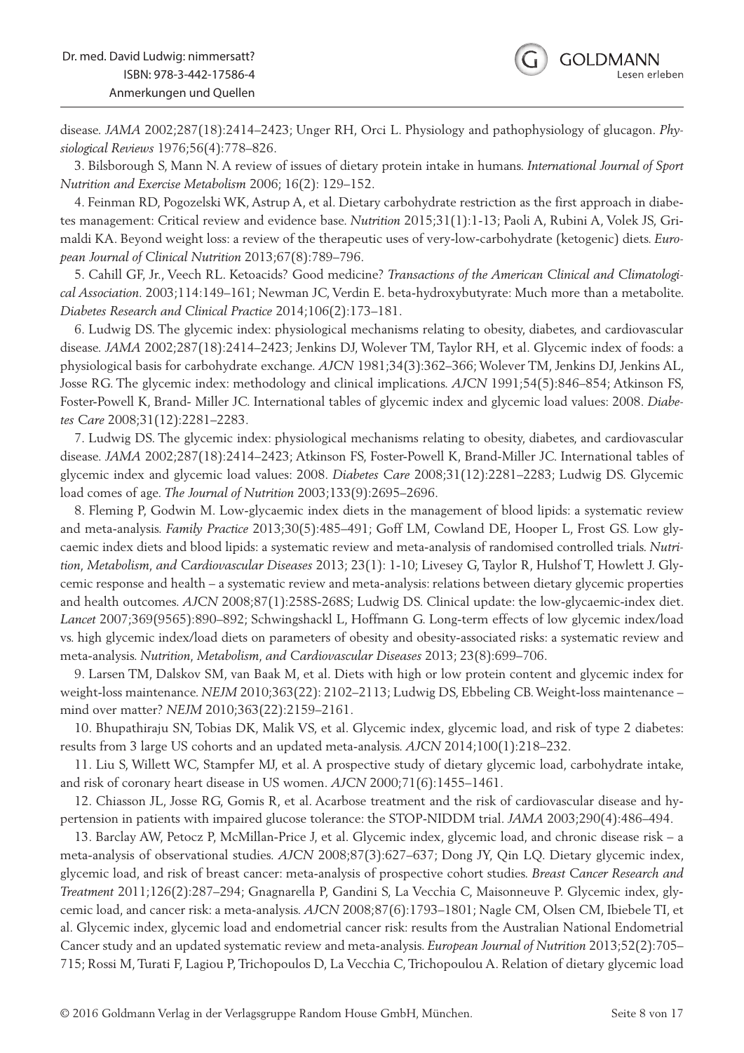disease. *JAMA* 2002;287(18):2414–2423; Unger RH, Orci L. Physiology and pathophysiology of glucagon. *Physiological Reviews* 1976;56(4):778–826.

3. Bilsborough S, Mann N. A review of issues of dietary protein intake in humans. *International Journal of Sport Nutrition and Exercise Metabolism* 2006; 16(2): 129–152.

4. Feinman RD, Pogozelski WK, Astrup A, et al. Dietary carbohydrate restriction as the first approach in diabetes management: Critical review and evidence base. *Nutrition* 2015;31(1):1-13; Paoli A, Rubini A, Volek JS, Grimaldi KA. Beyond weight loss: a review of the therapeutic uses of very-low-carbohydrate (ketogenic) diets. *European Journal of Clinical Nutrition* 2013;67(8):789–796.

5. Cahill GF, Jr., Veech RL. Ketoacids? Good medicine? *Transactions of the American Clinical and Climatological Association*. 2003;114:149–161; Newman JC, Verdin E. beta-hydroxybutyrate: Much more than a metabolite. *Diabetes Research and Clinical Practice* 2014;106(2):173–181.

6. Ludwig DS. The glycemic index: physiological mechanisms relating to obesity, diabetes, and cardiovascular disease. *JAMA* 2002;287(18):2414–2423; Jenkins DJ, Wolever TM, Taylor RH, et al. Glycemic index of foods: a physiological basis for carbohydrate exchange. *AJCN* 1981;34(3):362–366; Wolever TM, Jenkins DJ, Jenkins AL, Josse RG. The glycemic index: methodology and clinical implications. *AJCN* 1991;54(5):846–854; Atkinson FS, Foster-Powell K, Brand- Miller JC. International tables of glycemic index and glycemic load values: 2008. *Diabetes Care* 2008;31(12):2281–2283.

7. Ludwig DS. The glycemic index: physiological mechanisms relating to obesity, diabetes, and cardiovascular disease. *JAMA* 2002;287(18):2414–2423; Atkinson FS, Foster-Powell K, Brand-Miller JC. International tables of glycemic index and glycemic load values: 2008. *Diabetes Care* 2008;31(12):2281–2283; Ludwig DS. Glycemic load comes of age. *The Journal of Nutrition* 2003;133(9):2695–2696.

8. Fleming P, Godwin M. Low-glycaemic index diets in the management of blood lipids: a systematic review and meta-analysis. *Family Practice* 2013;30(5):485–491; Goff LM, Cowland DE, Hooper L, Frost GS. Low glycaemic index diets and blood lipids: a systematic review and meta-analysis of randomised controlled trials. *Nutrition, Metabolism, and Cardiovascular Diseases* 2013; 23(1): 1-10; Livesey G, Taylor R, Hulshof T, Howlett J. Glycemic response and health – a systematic review and meta-analysis: relations between dietary glycemic properties and health outcomes. *AJCN* 2008;87(1):258S-268S; Ludwig DS. Clinical update: the low-glycaemic-index diet. *Lancet* 2007;369(9565):890–892; Schwingshackl L, Hoffmann G. Long-term effects of low glycemic index/load vs. high glycemic index/load diets on parameters of obesity and obesity-associated risks: a systematic review and meta-analysis. *Nutrition, Metabolism, and Cardiovascular Diseases* 2013; 23(8):699–706.

9. Larsen TM, Dalskov SM, van Baak M, et al. Diets with high or low protein content and glycemic index for weight-loss maintenance. *NEJM* 2010;363(22): 2102–2113; Ludwig DS, Ebbeling CB. Weight-loss maintenance – mind over matter? *NEJM* 2010;363(22):2159–2161.

10. Bhupathiraju SN, Tobias DK, Malik VS, et al. Glycemic index, glycemic load, and risk of type 2 diabetes: results from 3 large US cohorts and an updated meta-analysis. *AJCN* 2014;100(1):218–232.

11. Liu S, Willett WC, Stampfer MJ, et al. A prospective study of dietary glycemic load, carbohydrate intake, and risk of coronary heart disease in US women. *AJCN* 2000;71(6):1455–1461.

12. Chiasson JL, Josse RG, Gomis R, et al. Acarbose treatment and the risk of cardiovascular disease and hypertension in patients with impaired glucose tolerance: the STOP-NIDDM trial. *JAMA* 2003;290(4):486–494.

13. Barclay AW, Petocz P, McMillan-Price J, et al. Glycemic index, glycemic load, and chronic disease risk – a meta-analysis of observational studies. *AJCN* 2008;87(3):627–637; Dong JY, Qin LQ. Dietary glycemic index, glycemic load, and risk of breast cancer: meta-analysis of prospective cohort studies. *Breast Cancer Research and Treatment* 2011;126(2):287–294; Gnagnarella P, Gandini S, La Vecchia C, Maisonneuve P. Glycemic index, glycemic load, and cancer risk: a meta-analysis. *AJCN* 2008;87(6):1793–1801; Nagle CM, Olsen CM, Ibiebele TI, et al. Glycemic index, glycemic load and endometrial cancer risk: results from the Australian National Endometrial Cancer study and an updated systematic review and meta-analysis. *European Journal of Nutrition* 2013;52(2):705–715; Rossi M, Turati F, Lagiou P, Trichopoulos D, La Vecchia C, Trichopoulou A. Relation of dietary glycemic load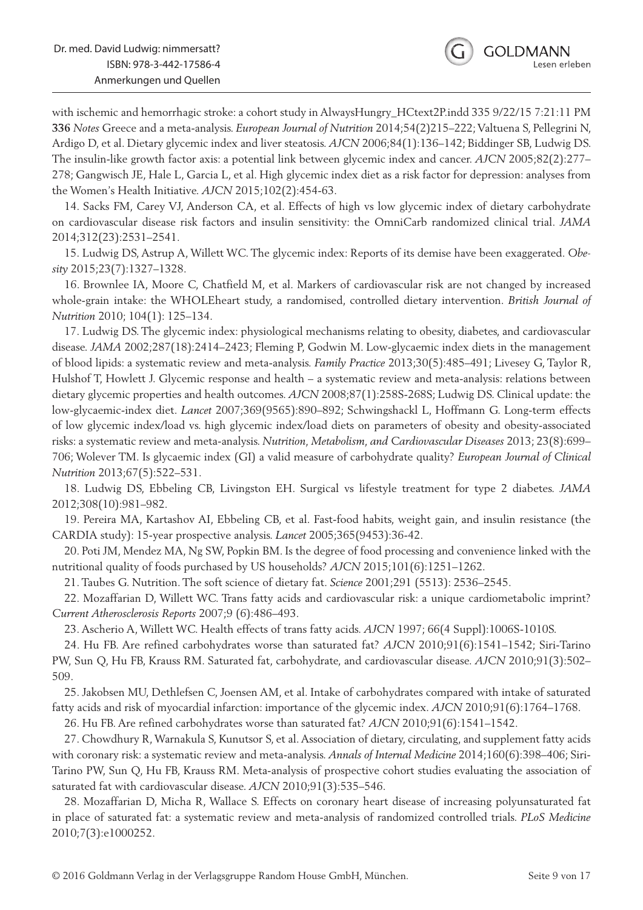with ischemic and hemorrhagic stroke: a cohort study in AlwaysHungry_HCtext2P.indd 335 9/22/15 7:21:11 PM **336** *Notes* Greece and a meta-analysis. *European Journal of Nutrition* 2014;54(2)215–222; Valtuena S, Pellegrini N, Ardigo D, et al. Dietary glycemic index and liver steatosis. *AJCN* 2006;84(1):136–142; Biddinger SB, Ludwig DS. The insulin-like growth factor axis: a potential link between glycemic index and cancer. *AJCN* 2005;82(2):277–278; Gangwisch JE, Hale L, Garcia L, et al. High glycemic index diet as a risk factor for depression: analyses from the Women's Health Initiative. *AJCN* 2015;102(2):454-63.

14. Sacks FM, Carey VJ, Anderson CA, et al. Effects of high vs low glycemic index of dietary carbohydrate on cardiovascular disease risk factors and insulin sensitivity: the OmniCarb randomized clinical trial. *JAMA* 2014;312(23):2531–2541.

15. Ludwig DS, Astrup A, Willett WC. The glycemic index: Reports of its demise have been exaggerated. *Obesity* 2015;23(7):1327–1328.

16. Brownlee IA, Moore C, Chatfield M, et al. Markers of cardiovascular risk are not changed by increased whole-grain intake: the WHOLEheart study, a randomised, controlled dietary intervention. *British Journal of Nutrition* 2010; 104(1): 125–134.

17. Ludwig DS. The glycemic index: physiological mechanisms relating to obesity, diabetes, and cardiovascular disease. *JAMA* 2002;287(18):2414–2423; Fleming P, Godwin M. Low-glycaemic index diets in the management of blood lipids: a systematic review and meta-analysis. *Family Practice* 2013;30(5):485–491; Livesey G, Taylor R, Hulshof T, Howlett J. Glycemic response and health – a systematic review and meta-analysis: relations between dietary glycemic properties and health outcomes. *AJCN* 2008;87(1):258S-268S; Ludwig DS. Clinical update: the low-glycaemic-index diet. *Lancet* 2007;369(9565):890–892; Schwingshackl L, Hoffmann G. Long-term effects of low glycemic index/load vs. high glycemic index/load diets on parameters of obesity and obesity-associated risks: a systematic review and meta-analysis. *Nutrition, Metabolism, and Cardiovascular Diseases* 2013; 23(8):699–706; Wolever TM. Is glycaemic index (GI) a valid measure of carbohydrate quality? *European Journal of Clinical Nutrition* 2013;67(5):522–531.

18. Ludwig DS, Ebbeling CB, Livingston EH. Surgical vs lifestyle treatment for type 2 diabetes. *JAMA* 2012;308(10):981–982.

19. Pereira MA, Kartashov AI, Ebbeling CB, et al. Fast-food habits, weight gain, and insulin resistance (the CARDIA study): 15-year prospective analysis. *Lancet* 2005;365(9453):36-42.

20. Poti JM, Mendez MA, Ng SW, Popkin BM. Is the degree of food processing and convenience linked with the nutritional quality of foods purchased by US households? *AJCN* 2015;101(6):1251–1262.

21. Taubes G. Nutrition. The soft science of dietary fat. *Science* 2001;291 (5513): 2536–2545.

22. Mozaffarian D, Willett WC. Trans fatty acids and cardiovascular risk: a unique cardiometabolic imprint? *Current Atherosclerosis Reports* 2007;9 (6):486–493.

23. Ascherio A, Willett WC. Health effects of trans fatty acids. *AJCN* 1997; 66(4 Suppl):1006S-1010S.

24. Hu FB. Are refined carbohydrates worse than saturated fat? *AJCN* 2010;91(6):1541–1542; Siri-Tarino PW, Sun Q, Hu FB, Krauss RM. Saturated fat, carbohydrate, and cardiovascular disease. *AJCN* 2010;91(3):502–509.

25. Jakobsen MU, Dethlefsen C, Joensen AM, et al. Intake of carbohydrates compared with intake of saturated fatty acids and risk of myocardial infarction: importance of the glycemic index. *AJCN* 2010;91(6):1764–1768.

26. Hu FB. Are refined carbohydrates worse than saturated fat? *AJCN* 2010;91(6):1541–1542.

27. Chowdhury R, Warnakula S, Kunutsor S, et al. Association of dietary, circulating, and supplement fatty acids with coronary risk: a systematic review and meta-analysis. *Annals of Internal Medicine* 2014;160(6):398–406; Siri-Tarino PW, Sun Q, Hu FB, Krauss RM. Meta-analysis of prospective cohort studies evaluating the association of saturated fat with cardiovascular disease. *AJCN* 2010;91(3):535–546.

28. Mozaffarian D, Micha R, Wallace S. Effects on coronary heart disease of increasing polyunsaturated fat in place of saturated fat: a systematic review and meta-analysis of randomized controlled trials. *PLoS Medicine* 2010;7(3):e1000252.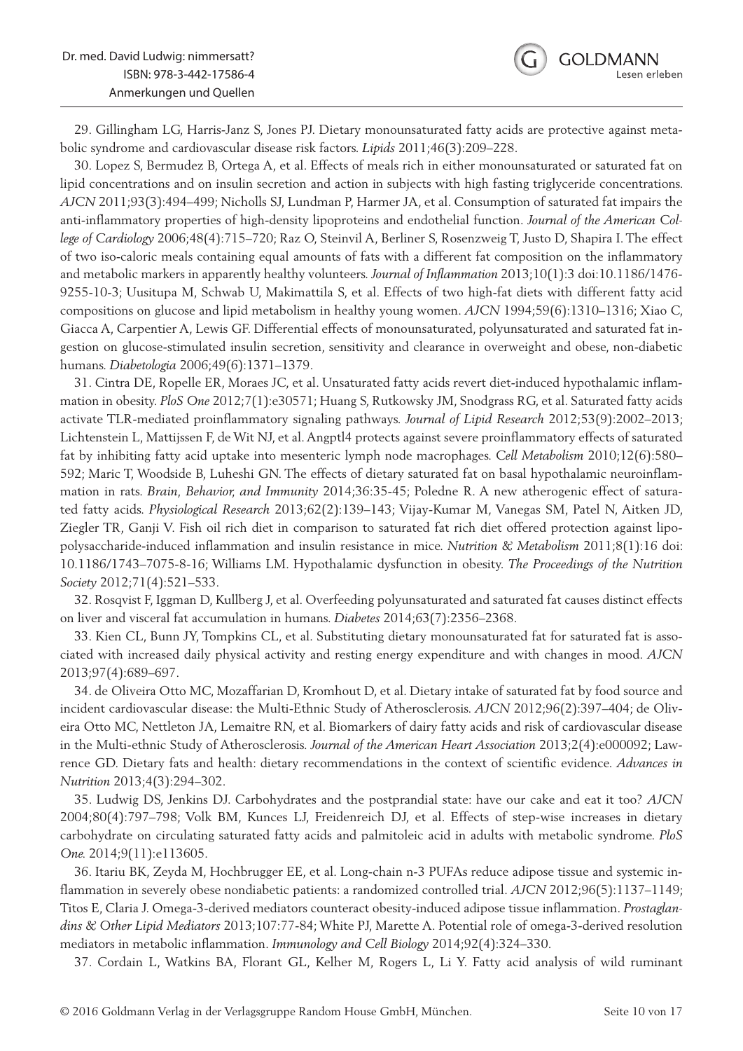29. Gillingham LG, Harris-Janz S, Jones PJ. Dietary monounsaturated fatty acids are protective against metabolic syndrome and cardiovascular disease risk factors. *Lipids* 2011;46(3):209–228.

30. Lopez S, Bermudez B, Ortega A, et al. Effects of meals rich in either monounsaturated or saturated fat on lipid concentrations and on insulin secretion and action in subjects with high fasting triglyceride concentrations. *AJCN* 2011;93(3):494–499; Nicholls SJ, Lundman P, Harmer JA, et al. Consumption of saturated fat impairs the anti-inflammatory properties of high-density lipoproteins and endothelial function. *Journal of the American College of Cardiology* 2006;48(4):715–720; Raz O, Steinvil A, Berliner S, Rosenzweig T, Justo D, Shapira I. The effect of two iso-caloric meals containing equal amounts of fats with a different fat composition on the inflammatory and metabolic markers in apparently healthy volunteers. *Journal of Inflammation* 2013;10(1):3 doi:10.1186/1476-9255-10-3; Uusitupa M, Schwab U, Makimattila S, et al. Effects of two high-fat diets with different fatty acid compositions on glucose and lipid metabolism in healthy young women. *AJCN* 1994;59(6):1310–1316; Xiao C, Giacca A, Carpentier A, Lewis GF. Differential effects of monounsaturated, polyunsaturated and saturated fat ingestion on glucose-stimulated insulin secretion, sensitivity and clearance in overweight and obese, non-diabetic humans. *Diabetologia* 2006;49(6):1371–1379.

31. Cintra DE, Ropelle ER, Moraes JC, et al. Unsaturated fatty acids revert diet-induced hypothalamic inflammation in obesity. *PloS One* 2012;7(1):e30571; Huang S, Rutkowsky JM, Snodgrass RG, et al. Saturated fatty acids activate TLR-mediated proinflammatory signaling pathways. *Journal of Lipid Research* 2012;53(9):2002–2013; Lichtenstein L, Mattijssen F, de Wit NJ, et al. Angptl4 protects against severe proinflammatory effects of saturated fat by inhibiting fatty acid uptake into mesenteric lymph node macrophages. *Cell Metabolism* 2010;12(6):580–592; Maric T, Woodside B, Luheshi GN. The effects of dietary saturated fat on basal hypothalamic neuroinflammation in rats. *Brain, Behavior, and Immunity* 2014;36:35-45; Poledne R. A new atherogenic effect of saturated fatty acids. *Physiological Research* 2013;62(2):139–143; Vijay-Kumar M, Vanegas SM, Patel N, Aitken JD, Ziegler TR, Ganji V. Fish oil rich diet in comparison to saturated fat rich diet offered protection against lipopolysaccharide-induced inflammation and insulin resistance in mice. *Nutrition & Metabolism* 2011;8(1):16 doi: 10.1186/1743–7075-8-16; Williams LM. Hypothalamic dysfunction in obesity. *The Proceedings of the Nutrition Society* 2012;71(4):521–533.

32. Rosqvist F, Iggman D, Kullberg J, et al. Overfeeding polyunsaturated and saturated fat causes distinct effects on liver and visceral fat accumulation in humans. *Diabetes* 2014;63(7):2356–2368.

33. Kien CL, Bunn JY, Tompkins CL, et al. Substituting dietary monounsaturated fat for saturated fat is associated with increased daily physical activity and resting energy expenditure and with changes in mood. *AJCN* 2013;97(4):689–697.

34. de Oliveira Otto MC, Mozaffarian D, Kromhout D, et al. Dietary intake of saturated fat by food source and incident cardiovascular disease: the Multi-Ethnic Study of Atherosclerosis. *AJCN* 2012;96(2):397–404; de Oliveira Otto MC, Nettleton JA, Lemaitre RN, et al. Biomarkers of dairy fatty acids and risk of cardiovascular disease in the Multi-ethnic Study of Atherosclerosis. *Journal of the American Heart Association* 2013;2(4):e000092; Lawrence GD. Dietary fats and health: dietary recommendations in the context of scientific evidence. *Advances in Nutrition* 2013;4(3):294–302.

35. Ludwig DS, Jenkins DJ. Carbohydrates and the postprandial state: have our cake and eat it too? *AJCN* 2004;80(4):797–798; Volk BM, Kunces LJ, Freidenreich DJ, et al. Effects of step-wise increases in dietary carbohydrate on circulating saturated fatty acids and palmitoleic acid in adults with metabolic syndrome. *PloS One.* 2014;9(11):e113605.

36. Itariu BK, Zeyda M, Hochbrugger EE, et al. Long-chain n-3 PUFAs reduce adipose tissue and systemic inflammation in severely obese nondiabetic patients: a randomized controlled trial. *AJCN* 2012;96(5):1137–1149; Titos E, Claria J. Omega-3-derived mediators counteract obesity-induced adipose tissue inflammation. *Prostaglandins & Other Lipid Mediators* 2013;107:77-84; White PJ, Marette A. Potential role of omega-3-derived resolution mediators in metabolic inflammation. *Immunology and Cell Biology* 2014;92(4):324–330.

37. Cordain L, Watkins BA, Florant GL, Kelher M, Rogers L, Li Y. Fatty acid analysis of wild ruminant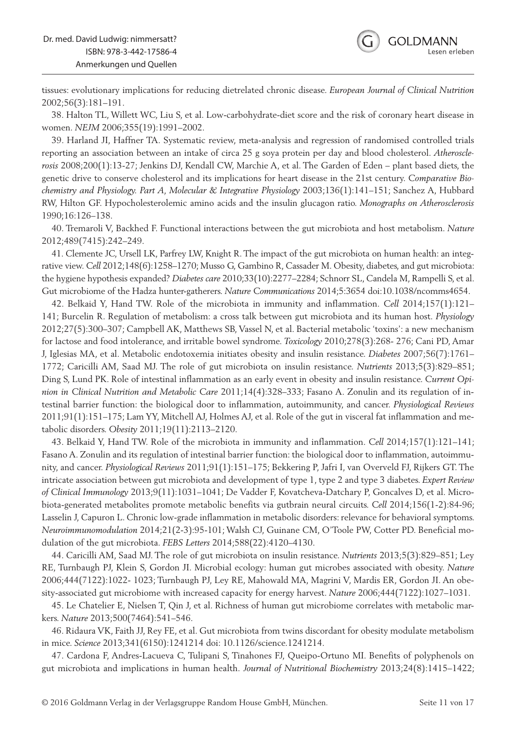tissues: evolutionary implications for reducing dietrelated chronic disease. *European Journal of Clinical Nutrition* 2002;56(3):181–191.

38. Halton TL, Willett WC, Liu S, et al. Low-carbohydrate-diet score and the risk of coronary heart disease in women. *NEJM* 2006;355(19):1991–2002.

39. Harland JI, Haffner TA. Systematic review, meta-analysis and regression of randomised controlled trials reporting an association between an intake of circa 25 g soya protein per day and blood cholesterol. *Atherosclerosis* 2008;200(1):13-27; Jenkins DJ, Kendall CW, Marchie A, et al. The Garden of Eden – plant based diets, the genetic drive to conserve cholesterol and its implications for heart disease in the 21st century. *Comparative Biochemistry and Physiology. Part A, Molecular & Integrative Physiology* 2003;136(1):141–151; Sanchez A, Hubbard RW, Hilton GF. Hypocholesterolemic amino acids and the insulin glucagon ratio. *Monographs on Atherosclerosis* 1990;16:126–138.

40. Tremaroli V, Backhed F. Functional interactions between the gut microbiota and host metabolism. *Nature* 2012;489(7415):242–249.

41. Clemente JC, Ursell LK, Parfrey LW, Knight R. The impact of the gut microbiota on human health: an integrative view. *Cell* 2012;148(6):1258–1270; Musso G, Gambino R, Cassader M. Obesity, diabetes, and gut microbiota: the hygiene hypothesis expanded? *Diabetes care* 2010;33(10):2277–2284; Schnorr SL, Candela M, Rampelli S, et al. Gut microbiome of the Hadza hunter-gatherers. *Nature Communications* 2014;5:3654 doi:10.1038/ncomms4654.

42. Belkaid Y, Hand TW. Role of the microbiota in immunity and inflammation. *Cell* 2014;157(1):121–141; Burcelin R. Regulation of metabolism: a cross talk between gut microbiota and its human host. *Physiology* 2012;27(5):300–307; Campbell AK, Matthews SB, Vassel N, et al. Bacterial metabolic 'toxins': a new mechanism for lactose and food intolerance, and irritable bowel syndrome. *Toxicology* 2010;278(3):268- 276; Cani PD, Amar J, Iglesias MA, et al. Metabolic endotoxemia initiates obesity and insulin resistance. *Diabetes* 2007;56(7):1761–1772; Caricilli AM, Saad MJ. The role of gut microbiota on insulin resistance. *Nutrients* 2013;5(3):829–851; Ding S, Lund PK. Role of intestinal inflammation as an early event in obesity and insulin resistance. *Current Opinion in Clinical Nutrition and Metabolic Care* 2011;14(4):328–333; Fasano A. Zonulin and its regulation of intestinal barrier function: the biological door to inflammation, autoimmunity, and cancer. *Physiological Reviews* 2011;91(1):151–175; Lam YY, Mitchell AJ, Holmes AJ, et al. Role of the gut in visceral fat inflammation and metabolic disorders. *Obesity* 2011;19(11):2113–2120.

43. Belkaid Y, Hand TW. Role of the microbiota in immunity and inflammation. *Cell* 2014;157(1):121–141; Fasano A. Zonulin and its regulation of intestinal barrier function: the biological door to inflammation, autoimmunity, and cancer. *Physiological Reviews* 2011;91(1):151–175; Bekkering P, Jafri I, van Overveld FJ, Rijkers GT. The intricate association between gut microbiota and development of type 1, type 2 and type 3 diabetes. *Expert Review of Clinical Immunology* 2013;9(11):1031–1041; De Vadder F, Kovatcheva-Datchary P, Goncalves D, et al. Microbiota-generated metabolites promote metabolic benefits via gutbrain neural circuits. *Cell* 2014;156(1-2):84-96; Lasselin J, Capuron L. Chronic low-grade inflammation in metabolic disorders: relevance for behavioral symptoms. *Neuroimmunomodulation* 2014;21(2-3):95-101; Walsh CJ, Guinane CM, O'Toole PW, Cotter PD. Beneficial modulation of the gut microbiota. *FEBS Letters* 2014;588(22):4120–4130.

44. Caricilli AM, Saad MJ. The role of gut microbiota on insulin resistance. *Nutrients* 2013;5(3):829–851; Ley RE, Turnbaugh PJ, Klein S, Gordon JI. Microbial ecology: human gut microbes associated with obesity. *Nature* 2006;444(7122):1022- 1023; Turnbaugh PJ, Ley RE, Mahowald MA, Magrini V, Mardis ER, Gordon JI. An obesity-associated gut microbiome with increased capacity for energy harvest. *Nature* 2006;444(7122):1027–1031.

45. Le Chatelier E, Nielsen T, Qin J, et al. Richness of human gut microbiome correlates with metabolic markers. *Nature* 2013;500(7464):541–546.

46. Ridaura VK, Faith JJ, Rey FE, et al. Gut microbiota from twins discordant for obesity modulate metabolism in mice. *Science* 2013;341(6150):1241214 doi: 10.1126/science.1241214.

47. Cardona F, Andres-Lacueva C, Tulipani S, Tinahones FJ, Queipo-Ortuno MI. Benefits of polyphenols on gut microbiota and implications in human health. *Journal of Nutritional Biochemistry* 2013;24(8):1415–1422;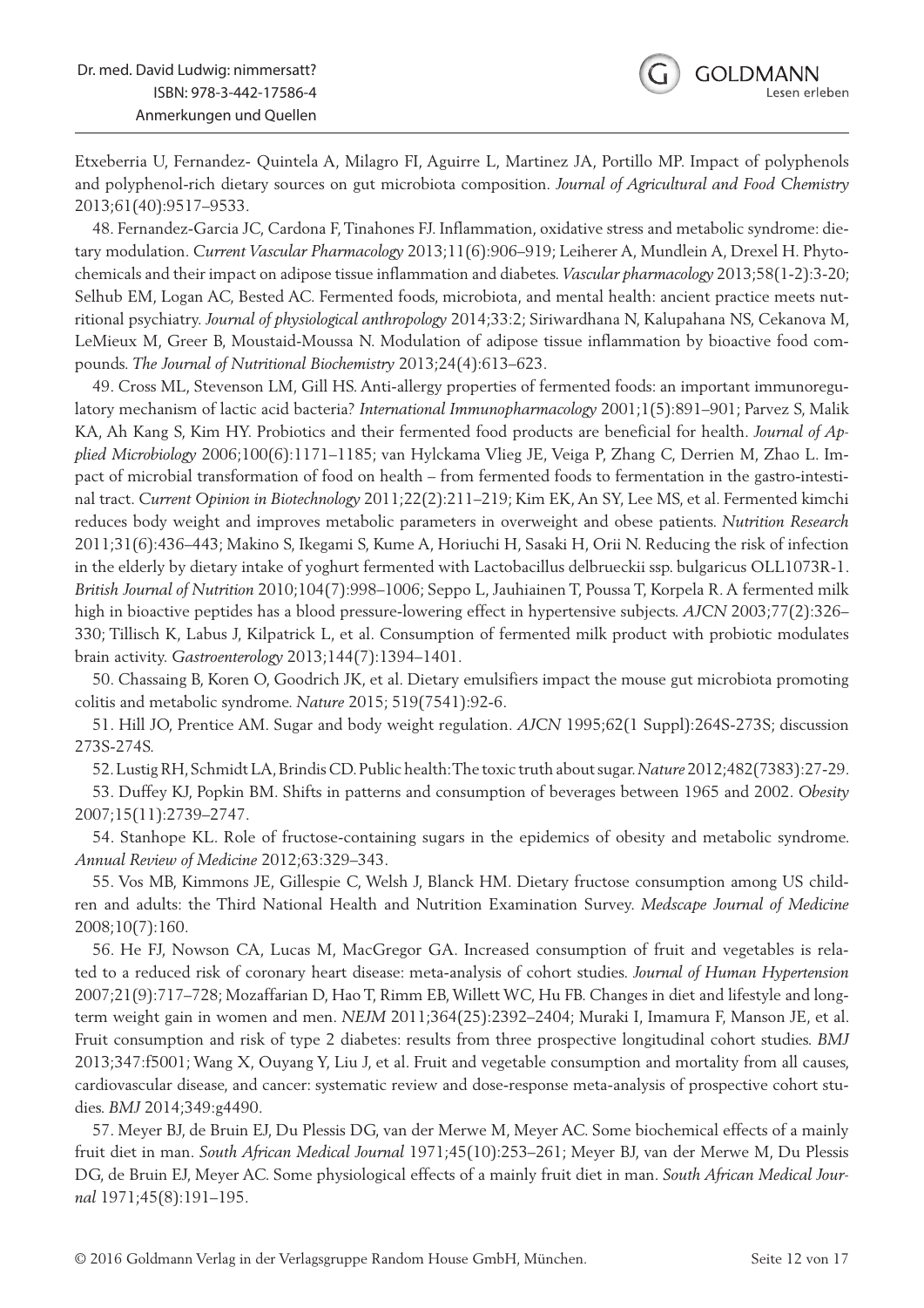Etxeberria U, Fernandez- Quintela A, Milagro FI, Aguirre L, Martinez JA, Portillo MP. Impact of polyphenols and polyphenol-rich dietary sources on gut microbiota composition. *Journal of Agricultural and Food Chemistry* 2013;61(40):9517–9533.

48. Fernandez-Garcia JC, Cardona F, Tinahones FJ. Inflammation, oxidative stress and metabolic syndrome: dietary modulation. *Current Vascular Pharmacology* 2013;11(6):906–919; Leiherer A, Mundlein A, Drexel H. Phytochemicals and their impact on adipose tissue inflammation and diabetes. *Vascular pharmacology* 2013;58(1-2):3-20; Selhub EM, Logan AC, Bested AC. Fermented foods, microbiota, and mental health: ancient practice meets nutritional psychiatry. *Journal of physiological anthropology* 2014;33:2; Siriwardhana N, Kalupahana NS, Cekanova M, LeMieux M, Greer B, Moustaid-Moussa N. Modulation of adipose tissue inflammation by bioactive food compounds. *The Journal of Nutritional Biochemistry* 2013;24(4):613–623.

49. Cross ML, Stevenson LM, Gill HS. Anti-allergy properties of fermented foods: an important immunoregulatory mechanism of lactic acid bacteria? *International Immunopharmacology* 2001;1(5):891–901; Parvez S, Malik KA, Ah Kang S, Kim HY. Probiotics and their fermented food products are beneficial for health. *Journal of Applied Microbiology* 2006;100(6):1171–1185; van Hylckama Vlieg JE, Veiga P, Zhang C, Derrien M, Zhao L. Impact of microbial transformation of food on health – from fermented foods to fermentation in the gastro-intestinal tract. *Current Opinion in Biotechnology* 2011;22(2):211–219; Kim EK, An SY, Lee MS, et al. Fermented kimchi reduces body weight and improves metabolic parameters in overweight and obese patients. *Nutrition Research* 2011;31(6):436–443; Makino S, Ikegami S, Kume A, Horiuchi H, Sasaki H, Orii N. Reducing the risk of infection in the elderly by dietary intake of yoghurt fermented with Lactobacillus delbrueckii ssp. bulgaricus OLL1073R-1. *British Journal of Nutrition* 2010;104(7):998–1006; Seppo L, Jauhiainen T, Poussa T, Korpela R. A fermented milk high in bioactive peptides has a blood pressure-lowering effect in hypertensive subjects. *AJCN* 2003;77(2):326–330; Tillisch K, Labus J, Kilpatrick L, et al. Consumption of fermented milk product with probiotic modulates brain activity. *Gastroenterology* 2013;144(7):1394–1401.

50. Chassaing B, Koren O, Goodrich JK, et al. Dietary emulsifiers impact the mouse gut microbiota promoting colitis and metabolic syndrome. *Nature* 2015; 519(7541):92-6.

51. Hill JO, Prentice AM. Sugar and body weight regulation. *AJCN* 1995;62(1 Suppl):264S-273S; discussion 273S-274S.

52. Lustig RH, Schmidt LA, Brindis CD. Public health: The toxic truth about sugar. *Nature* 2012;482(7383):27-29.

53. Duffey KJ, Popkin BM. Shifts in patterns and consumption of beverages between 1965 and 2002. *Obesity* 2007;15(11):2739–2747.

54. Stanhope KL. Role of fructose-containing sugars in the epidemics of obesity and metabolic syndrome. *Annual Review of Medicine* 2012;63:329–343.

55. Vos MB, Kimmons JE, Gillespie C, Welsh J, Blanck HM. Dietary fructose consumption among US children and adults: the Third National Health and Nutrition Examination Survey. *Medscape Journal of Medicine* 2008;10(7):160.

56. He FJ, Nowson CA, Lucas M, MacGregor GA. Increased consumption of fruit and vegetables is related to a reduced risk of coronary heart disease: meta-analysis of cohort studies. *Journal of Human Hypertension* 2007;21(9):717–728; Mozaffarian D, Hao T, Rimm EB, Willett WC, Hu FB. Changes in diet and lifestyle and long-term weight gain in women and men. *NEJM* 2011;364(25):2392–2404; Muraki I, Imamura F, Manson JE, et al. Fruit consumption and risk of type 2 diabetes: results from three prospective longitudinal cohort studies. *BMJ* 2013;347:f5001; Wang X, Ouyang Y, Liu J, et al. Fruit and vegetable consumption and mortality from all causes, cardiovascular disease, and cancer: systematic review and dose-response meta-analysis of prospective cohort studies. *BMJ* 2014;349:g4490.

57. Meyer BJ, de Bruin EJ, Du Plessis DG, van der Merwe M, Meyer AC. Some biochemical effects of a mainly fruit diet in man. *South African Medical Journal* 1971;45(10):253–261; Meyer BJ, van der Merwe M, Du Plessis DG, de Bruin EJ, Meyer AC. Some physiological effects of a mainly fruit diet in man. *South African Medical Journal* 1971;45(8):191–195.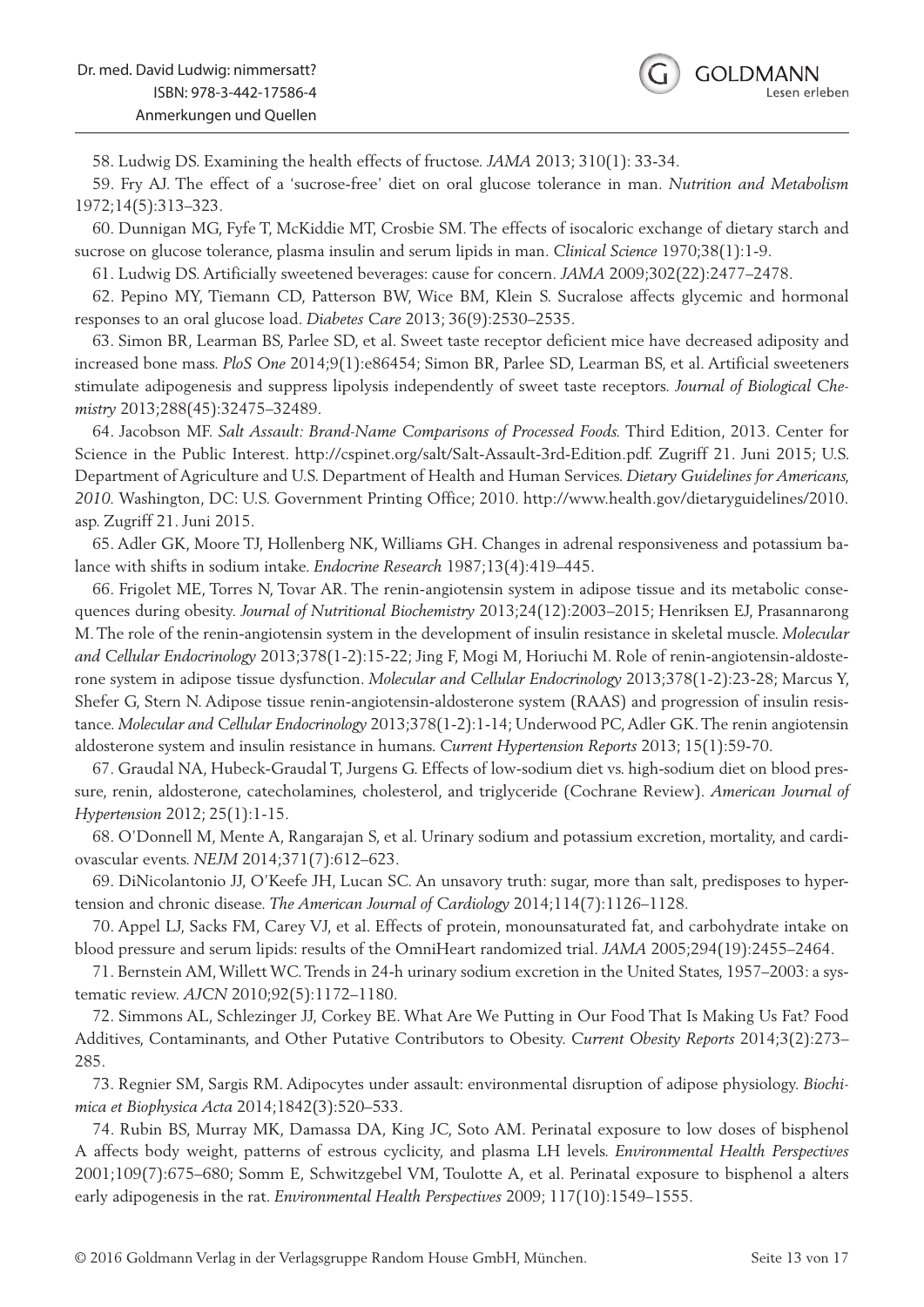58. Ludwig DS. Examining the health effects of fructose. *JAMA* 2013; 310(1): 33-34.

59. Fry AJ. The effect of a 'sucrose-free' diet on oral glucose tolerance in man. *Nutrition and Metabolism* 1972;14(5):313–323.

60. Dunnigan MG, Fyfe T, McKiddie MT, Crosbie SM. The effects of isocaloric exchange of dietary starch and sucrose on glucose tolerance, plasma insulin and serum lipids in man. *Clinical Science* 1970;38(1):1-9.

61. Ludwig DS. Artificially sweetened beverages: cause for concern. *JAMA* 2009;302(22):2477–2478.

62. Pepino MY, Tiemann CD, Patterson BW, Wice BM, Klein S. Sucralose affects glycemic and hormonal responses to an oral glucose load. *Diabetes Care* 2013; 36(9):2530–2535.

63. Simon BR, Learman BS, Parlee SD, et al. Sweet taste receptor deficient mice have decreased adiposity and increased bone mass. *PloS One* 2014;9(1):e86454; Simon BR, Parlee SD, Learman BS, et al. Artificial sweeteners stimulate adipogenesis and suppress lipolysis independently of sweet taste receptors. *Journal of Biological Chemistry* 2013;288(45):32475–32489.

64. Jacobson MF. *Salt Assault: Brand-Name Comparisons of Processed Foods.* Third Edition, 2013. Center for Science in the Public Interest. http://cspinet.org/salt/Salt-Assault-3rd-Edition.pdf. Zugriff 21. Juni 2015; U.S. Department of Agriculture and U.S. Department of Health and Human Services. *Dietary Guidelines for Americans, 2010.* Washington, DC: U.S. Government Printing Office; 2010. http://www.health.gov/dietaryguidelines/2010.asp. Zugriff 21. Juni 2015.

65. Adler GK, Moore TJ, Hollenberg NK, Williams GH. Changes in adrenal responsiveness and potassium balance with shifts in sodium intake. *Endocrine Research* 1987;13(4):419–445.

66. Frigolet ME, Torres N, Tovar AR. The renin-angiotensin system in adipose tissue and its metabolic consequences during obesity. *Journal of Nutritional Biochemistry* 2013;24(12):2003–2015; Henriksen EJ, Prasannarong M. The role of the renin-angiotensin system in the development of insulin resistance in skeletal muscle. *Molecular and Cellular Endocrinology* 2013;378(1-2):15-22; Jing F, Mogi M, Horiuchi M. Role of renin-angiotensin-aldosterone system in adipose tissue dysfunction. *Molecular and Cellular Endocrinology* 2013;378(1-2):23-28; Marcus Y, Shefer G, Stern N. Adipose tissue renin-angiotensin-aldosterone system (RAAS) and progression of insulin resistance. *Molecular and Cellular Endocrinology* 2013;378(1-2):1-14; Underwood PC, Adler GK. The renin angiotensin aldosterone system and insulin resistance in humans. *Current Hypertension Reports* 2013; 15(1):59-70.

67. Graudal NA, Hubeck-Graudal T, Jurgens G. Effects of low-sodium diet vs. high-sodium diet on blood pressure, renin, aldosterone, catecholamines, cholesterol, and triglyceride (Cochrane Review). *American Journal of Hypertension* 2012; 25(1):1-15.

68. O'Donnell M, Mente A, Rangarajan S, et al. Urinary sodium and potassium excretion, mortality, and cardiovascular events. *NEJM* 2014;371(7):612–623.

69. DiNicolantonio JJ, O'Keefe JH, Lucan SC. An unsavory truth: sugar, more than salt, predisposes to hypertension and chronic disease. *The American Journal of Cardiology* 2014;114(7):1126–1128.

70. Appel LJ, Sacks FM, Carey VJ, et al. Effects of protein, monounsaturated fat, and carbohydrate intake on blood pressure and serum lipids: results of the OmniHeart randomized trial. *JAMA* 2005;294(19):2455–2464.

71. Bernstein AM, Willett WC. Trends in 24-h urinary sodium excretion in the United States, 1957–2003: a systematic review. *AJCN* 2010;92(5):1172–1180.

72. Simmons AL, Schlezinger JJ, Corkey BE. What Are We Putting in Our Food That Is Making Us Fat? Food Additives, Contaminants, and Other Putative Contributors to Obesity. *Current Obesity Reports* 2014;3(2):273–285.

73. Regnier SM, Sargis RM. Adipocytes under assault: environmental disruption of adipose physiology. *Biochimica et Biophysica Acta* 2014;1842(3):520–533.

74. Rubin BS, Murray MK, Damassa DA, King JC, Soto AM. Perinatal exposure to low doses of bisphenol A affects body weight, patterns of estrous cyclicity, and plasma LH levels. *Environmental Health Perspectives* 2001;109(7):675–680; Somm E, Schwitzgebel VM, Toulotte A, et al. Perinatal exposure to bisphenol a alters early adipogenesis in the rat. *Environmental Health Perspectives* 2009; 117(10):1549–1555.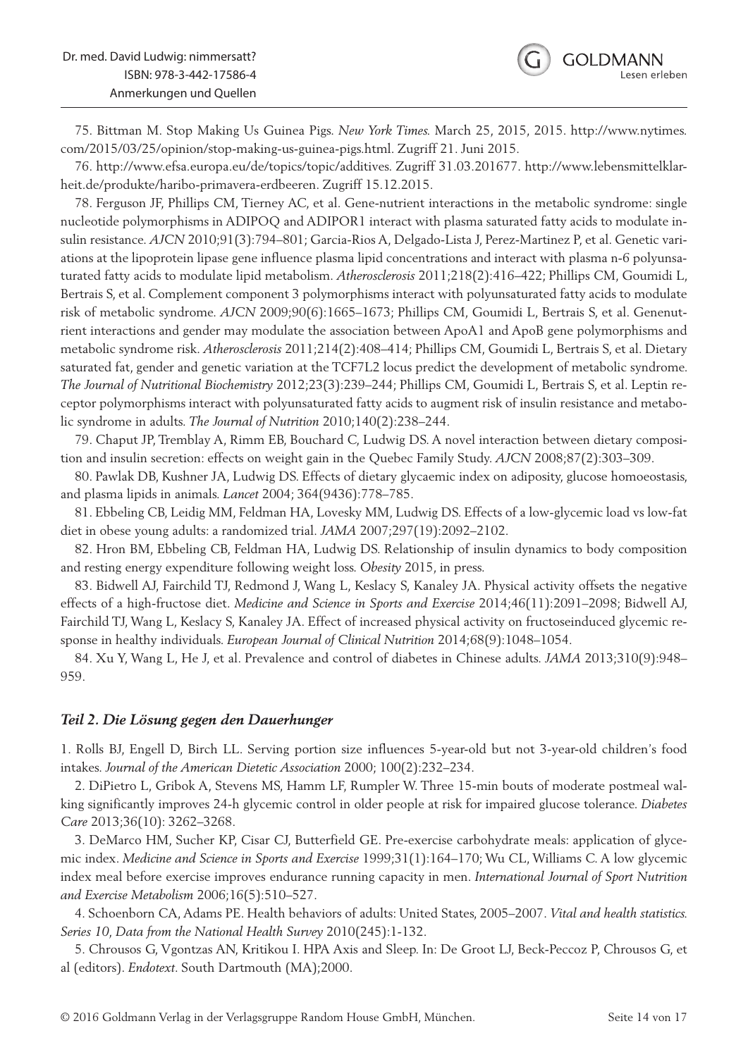75. Bittman M. Stop Making Us Guinea Pigs. *New York Times.* March 25, 2015, 2015. http://www.nytimes.com/2015/03/25/opinion/stop-making-us-guinea-pigs.html. Zugriff 21. Juni 2015.

76. http://www.efsa.europa.eu/de/topics/topic/additives. Zugriff 31.03.201677. http://www.lebensmittelklarheit.de/produkte/haribo-primavera-erdbeeren. Zugriff 15.12.2015.

78. Ferguson JF, Phillips CM, Tierney AC, et al. Gene-nutrient interactions in the metabolic syndrome: single nucleotide polymorphisms in ADIPOQ and ADIPOR1 interact with plasma saturated fatty acids to modulate insulin resistance. *AJCN* 2010;91(3):794–801; Garcia-Rios A, Delgado-Lista J, Perez-Martinez P, et al. Genetic variations at the lipoprotein lipase gene influence plasma lipid concentrations and interact with plasma n-6 polyunsaturated fatty acids to modulate lipid metabolism. *Atherosclerosis* 2011;218(2):416–422; Phillips CM, Goumidi L, Bertrais S, et al. Complement component 3 polymorphisms interact with polyunsaturated fatty acids to modulate risk of metabolic syndrome. *AJCN* 2009;90(6):1665–1673; Phillips CM, Goumidi L, Bertrais S, et al. Genenutrient interactions and gender may modulate the association between ApoA1 and ApoB gene polymorphisms and metabolic syndrome risk. *Atherosclerosis* 2011;214(2):408–414; Phillips CM, Goumidi L, Bertrais S, et al. Dietary saturated fat, gender and genetic variation at the TCF7L2 locus predict the development of metabolic syndrome. *The Journal of Nutritional Biochemistry* 2012;23(3):239–244; Phillips CM, Goumidi L, Bertrais S, et al. Leptin receptor polymorphisms interact with polyunsaturated fatty acids to augment risk of insulin resistance and metabolic syndrome in adults. *The Journal of Nutrition* 2010;140(2):238–244.

79. Chaput JP, Tremblay A, Rimm EB, Bouchard C, Ludwig DS. A novel interaction between dietary composition and insulin secretion: effects on weight gain in the Quebec Family Study. *AJCN* 2008;87(2):303–309.

80. Pawlak DB, Kushner JA, Ludwig DS. Effects of dietary glycaemic index on adiposity, glucose homoeostasis, and plasma lipids in animals. *Lancet* 2004; 364(9436):778–785.

81. Ebbeling CB, Leidig MM, Feldman HA, Lovesky MM, Ludwig DS. Effects of a low-glycemic load vs low-fat diet in obese young adults: a randomized trial. *JAMA* 2007;297(19):2092–2102.

82. Hron BM, Ebbeling CB, Feldman HA, Ludwig DS. Relationship of insulin dynamics to body composition and resting energy expenditure following weight loss. *Obesity* 2015, in press.

83. Bidwell AJ, Fairchild TJ, Redmond J, Wang L, Keslacy S, Kanaley JA. Physical activity offsets the negative effects of a high-fructose diet. *Medicine and Science in Sports and Exercise* 2014;46(11):2091–2098; Bidwell AJ, Fairchild TJ, Wang L, Keslacy S, Kanaley JA. Effect of increased physical activity on fructoseinduced glycemic response in healthy individuals. *European Journal of Clinical Nutrition* 2014;68(9):1048–1054.

84. Xu Y, Wang L, He J, et al. Prevalence and control of diabetes in Chinese adults. *JAMA* 2013;310(9):948–959.

### *Teil 2. Die Lösung gegen den Dauerhunger*

1. Rolls BJ, Engell D, Birch LL. Serving portion size influences 5-year-old but not 3-year-old children's food intakes. *Journal of the American Dietetic Association* 2000; 100(2):232–234.

2. DiPietro L, Gribok A, Stevens MS, Hamm LF, Rumpler W. Three 15-min bouts of moderate postmeal walking significantly improves 24-h glycemic control in older people at risk for impaired glucose tolerance. *Diabetes Care* 2013;36(10): 3262–3268.

3. DeMarco HM, Sucher KP, Cisar CJ, Butterfield GE. Pre-exercise carbohydrate meals: application of glycemic index. *Medicine and Science in Sports and Exercise* 1999;31(1):164–170; Wu CL, Williams C. A low glycemic index meal before exercise improves endurance running capacity in men. *International Journal of Sport Nutrition and Exercise Metabolism* 2006;16(5):510–527.

4. Schoenborn CA, Adams PE. Health behaviors of adults: United States, 2005–2007. *Vital and health statistics. Series 10, Data from the National Health Survey* 2010(245):1-132.

5. Chrousos G, Vgontzas AN, Kritikou I. HPA Axis and Sleep. In: De Groot LJ, Beck-Peccoz P, Chrousos G, et al (editors). *Endotext*. South Dartmouth (MA);2000.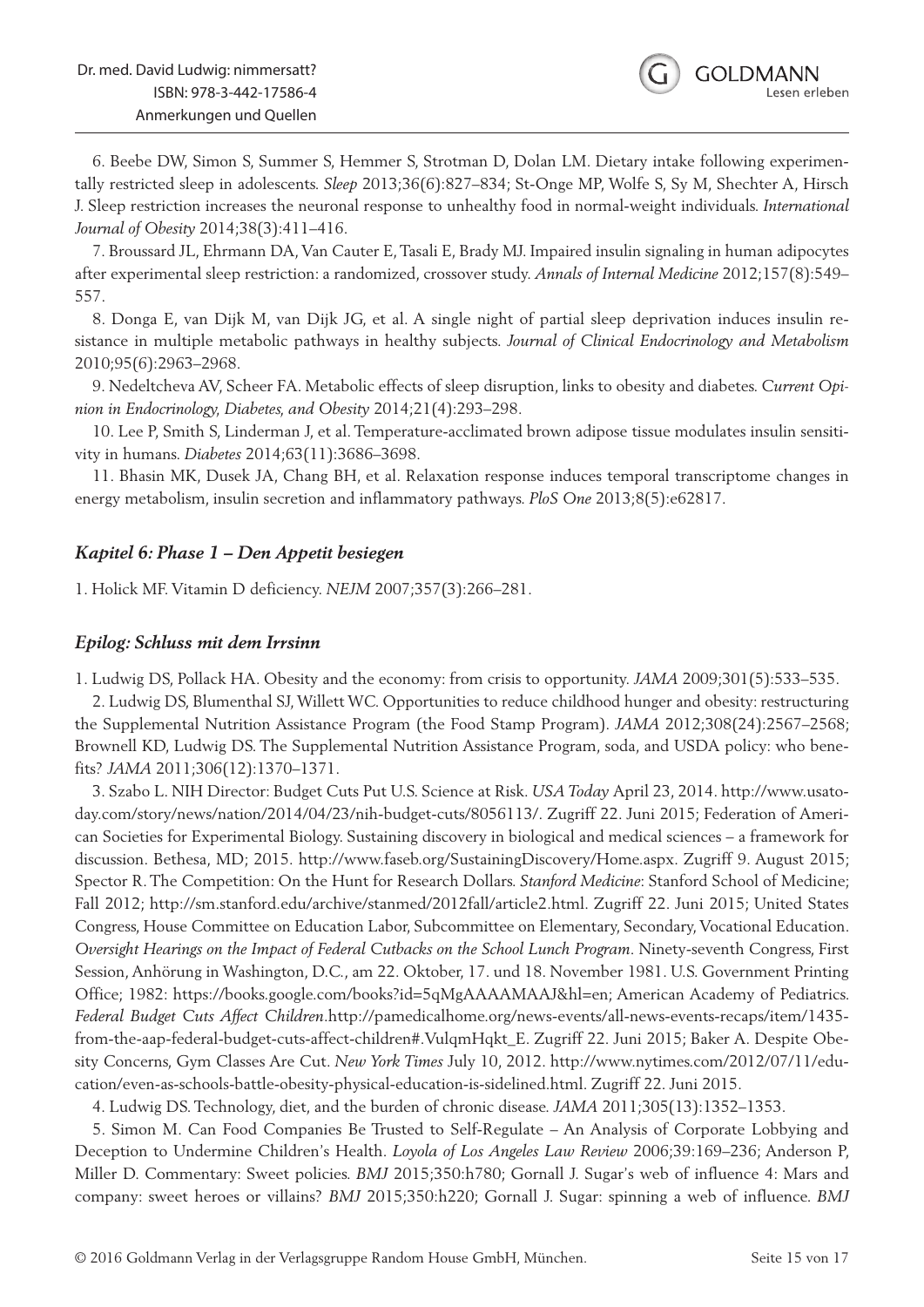6. Beebe DW, Simon S, Summer S, Hemmer S, Strotman D, Dolan LM. Dietary intake following experimentally restricted sleep in adolescents. *Sleep* 2013;36(6):827–834; St-Onge MP, Wolfe S, Sy M, Shechter A, Hirsch J. Sleep restriction increases the neuronal response to unhealthy food in normal-weight individuals. *International Journal of Obesity* 2014;38(3):411–416.

7. Broussard JL, Ehrmann DA, Van Cauter E, Tasali E, Brady MJ. Impaired insulin signaling in human adipocytes after experimental sleep restriction: a randomized, crossover study. *Annals of Internal Medicine* 2012;157(8):549–557.

8. Donga E, van Dijk M, van Dijk JG, et al. A single night of partial sleep deprivation induces insulin resistance in multiple metabolic pathways in healthy subjects. *Journal of Clinical Endocrinology and Metabolism* 2010;95(6):2963–2968.

9. Nedeltcheva AV, Scheer FA. Metabolic effects of sleep disruption, links to obesity and diabetes. *Current Opinion in Endocrinology, Diabetes, and Obesity* 2014;21(4):293–298.

10. Lee P, Smith S, Linderman J, et al. Temperature-acclimated brown adipose tissue modulates insulin sensitivity in humans. *Diabetes* 2014;63(11):3686–3698.

11. Bhasin MK, Dusek JA, Chang BH, et al. Relaxation response induces temporal transcriptome changes in energy metabolism, insulin secretion and inflammatory pathways. *PloS One* 2013;8(5):e62817.

### *Kapitel 6: Phase 1 – Den Appetit besiegen*

1. Holick MF. Vitamin D deficiency. *NEJM* 2007;357(3):266–281.

### *Epilog: Schluss mit dem Irrsinn*

1. Ludwig DS, Pollack HA. Obesity and the economy: from crisis to opportunity. *JAMA* 2009;301(5):533–535.

2. Ludwig DS, Blumenthal SJ, Willett WC. Opportunities to reduce childhood hunger and obesity: restructuring the Supplemental Nutrition Assistance Program (the Food Stamp Program). *JAMA* 2012;308(24):2567–2568; Brownell KD, Ludwig DS. The Supplemental Nutrition Assistance Program, soda, and USDA policy: who benefits? *JAMA* 2011;306(12):1370–1371.

3. Szabo L. NIH Director: Budget Cuts Put U.S. Science at Risk. *USA Today* April 23, 2014. http://www.usatoday.com/story/news/nation/2014/04/23/nih-budget-cuts/8056113/. Zugriff 22. Juni 2015; Federation of American Societies for Experimental Biology. Sustaining discovery in biological and medical sciences – a framework for discussion. Bethesa, MD; 2015. http://www.faseb.org/SustainingDiscovery/Home.aspx. Zugriff 9. August 2015; Spector R. The Competition: On the Hunt for Research Dollars. *Stanford Medicine*: Stanford School of Medicine; Fall 2012; http://sm.stanford.edu/archive/stanmed/2012fall/article2.html. Zugriff 22. Juni 2015; United States Congress, House Committee on Education Labor, Subcommittee on Elementary, Secondary, Vocational Education. *Oversight Hearings on the Impact of Federal Cutbacks on the School Lunch Program*. Ninety-seventh Congress, First Session, Anhörung in Washington, D.C., am 22. Oktober, 17. und 18. November 1981. U.S. Government Printing Office; 1982: https://books.google.com/books?id=5qMgAAAAMAAJ&hl=en; American Academy of Pediatrics. *Federal Budget Cuts Affect Children*.http://pamedicalhome.org/news-events/all-news-events-recaps/item/1435-from-the-aap-federal-budget-cuts-affect-children#.VulqmHqkt_E. Zugriff 22. Juni 2015; Baker A. Despite Obesity Concerns, Gym Classes Are Cut. *New York Times* July 10, 2012. http://www.nytimes.com/2012/07/11/education/even-as-schools-battle-obesity-physical-education-is-sidelined.html. Zugriff 22. Juni 2015.

4. Ludwig DS. Technology, diet, and the burden of chronic disease. *JAMA* 2011;305(13):1352–1353.

5. Simon M. Can Food Companies Be Trusted to Self-Regulate – An Analysis of Corporate Lobbying and Deception to Undermine Children's Health. *Loyola of Los Angeles Law Review* 2006;39:169–236; Anderson P, Miller D. Commentary: Sweet policies. *BMJ* 2015;350:h780; Gornall J. Sugar's web of influence 4: Mars and company: sweet heroes or villains? *BMJ* 2015;350:h220; Gornall J. Sugar: spinning a web of influence. *BMJ*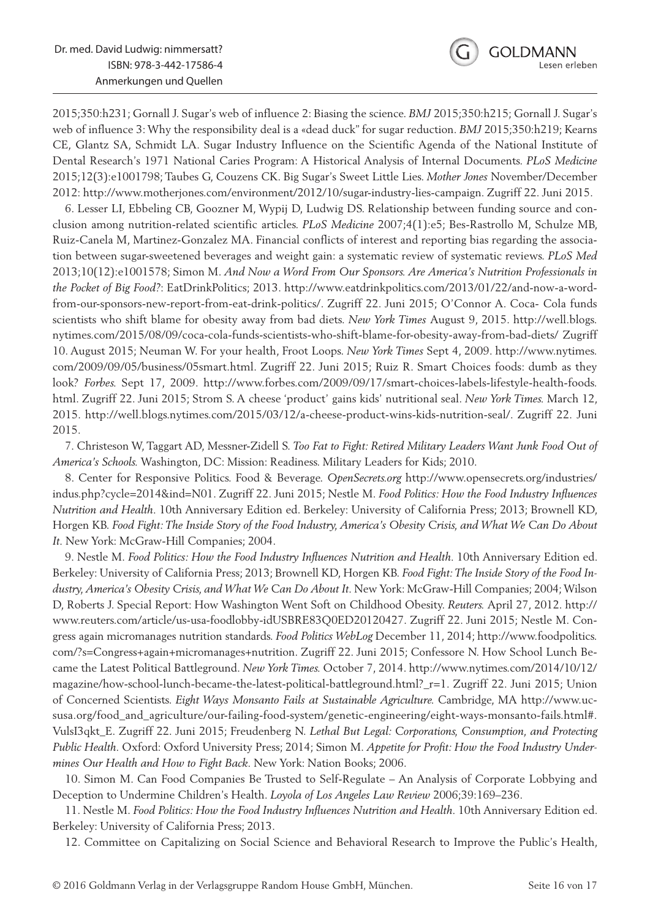2015;350:h231; Gornall J. Sugar's web of influence 2: Biasing the science. *BMJ* 2015;350:h215; Gornall J. Sugar's web of influence 3: Why the responsibility deal is a «dead duck» for sugar reduction. *BMJ* 2015;350:h219; Kearns CE, Glantz SA, Schmidt LA. Sugar Industry Influence on the Scientific Agenda of the National Institute of Dental Research's 1971 National Caries Program: A Historical Analysis of Internal Documents. *PLoS Medicine* 2015;12(3):e1001798; Taubes G, Couzens CK. Big Sugar's Sweet Little Lies. *Mother Jones* November/December 2012: http://www.motherjones.com/environment/2012/10/sugar-industry-lies-campaign. Zugriff 22. Juni 2015.

6. Lesser LI, Ebbeling CB, Goozner M, Wypij D, Ludwig DS. Relationship between funding source and conclusion among nutrition-related scientific articles. *PLoS Medicine* 2007;4(1):e5; Bes-Rastrollo M, Schulze MB, Ruiz-Canela M, Martinez-Gonzalez MA. Financial conflicts of interest and reporting bias regarding the association between sugar-sweetened beverages and weight gain: a systematic review of systematic reviews. *PLoS Med* 2013;10(12):e1001578; Simon M. *And Now a Word From Our Sponsors. Are America's Nutrition Professionals in the Pocket of Big Food?*: EatDrinkPolitics; 2013. http://www.eatdrinkpolitics.com/2013/01/22/and-now-a-word-from-our-sponsors-new-report-from-eat-drink-politics/. Zugriff 22. Juni 2015; O'Connor A. Coca- Cola funds scientists who shift blame for obesity away from bad diets. *New York Times* August 9, 2015. http://well.blogs.nytimes.com/2015/08/09/coca-cola-funds-scientists-who-shift-blame-for-obesity-away-from-bad-diets/ Zugriff 10. August 2015; Neuman W. For your health, Froot Loops. *New York Times* Sept 4, 2009. http://www.nytimes.com/2009/09/05/business/05smart.html. Zugriff 22. Juni 2015; Ruiz R. Smart Choices foods: dumb as they look? *Forbes.* Sept 17, 2009. http://www.forbes.com/2009/09/17/smart-choices-labels-lifestyle-health-foods.html. Zugriff 22. Juni 2015; Strom S. A cheese 'product' gains kids' nutritional seal. *New York Times.* March 12, 2015. http://well.blogs.nytimes.com/2015/03/12/a-cheese-product-wins-kids-nutrition-seal/. Zugriff 22. Juni 2015.

7. Christeson W, Taggart AD, Messner-Zidell S. *Too Fat to Fight: Retired Military Leaders Want Junk Food Out of America's Schools.* Washington, DC: Mission: Readiness. Military Leaders for Kids; 2010.

8. Center for Responsive Politics. Food & Beverage. *OpenSecrets.org* http://www.opensecrets.org/industries/indus.php?cycle=2014&ind=N01. Zugriff 22. Juni 2015; Nestle M. *Food Politics: How the Food Industry Influences Nutrition and Health*. 10th Anniversary Edition ed. Berkeley: University of California Press; 2013; Brownell KD, Horgen KB. *Food Fight: The Inside Story of the Food Industry, America's Obesity Crisis, and What We Can Do About It*. New York: McGraw-Hill Companies; 2004.

9. Nestle M. *Food Politics: How the Food Industry Influences Nutrition and Health*. 10th Anniversary Edition ed. Berkeley: University of California Press; 2013; Brownell KD, Horgen KB. *Food Fight: The Inside Story of the Food Industry, America's Obesity Crisis, and What We Can Do About It*. New York: McGraw-Hill Companies; 2004; Wilson D, Roberts J. Special Report: How Washington Went Soft on Childhood Obesity. *Reuters.* April 27, 2012. http://www.reuters.com/article/us-usa-foodlobby-idUSBRE83Q0ED20120427. Zugriff 22. Juni 2015; Nestle M. Congress again micromanages nutrition standards. *Food Politics WebLog* December 11, 2014; http://www.foodpolitics.com/?s=Congress+again+micromanages+nutrition. Zugriff 22. Juni 2015; Confessore N. How School Lunch Became the Latest Political Battleground. *New York Times.* October 7, 2014. http://www.nytimes.com/2014/10/12/magazine/how-school-lunch-became-the-latest-political-battleground.html?_r=1. Zugriff 22. Juni 2015; Union of Concerned Scientists. *Eight Ways Monsanto Fails at Sustainable Agriculture.* Cambridge, MA http://www.ucsusa.org/food_and_agriculture/our-failing-food-system/genetic-engineering/eight-ways-monsanto-fails.html#.VulsI3qkt_E. Zugriff 22. Juni 2015; Freudenberg N. *Lethal But Legal: Corporations, Consumption, and Protecting Public Health*. Oxford: Oxford University Press; 2014; Simon M. *Appetite for Profit: How the Food Industry Undermines Our Health and How to Fight Back*. New York: Nation Books; 2006.

10. Simon M. Can Food Companies Be Trusted to Self-Regulate – An Analysis of Corporate Lobbying and Deception to Undermine Children's Health. *Loyola of Los Angeles Law Review* 2006;39:169–236.

11. Nestle M. *Food Politics: How the Food Industry Influences Nutrition and Health*. 10th Anniversary Edition ed. Berkeley: University of California Press; 2013.

12. Committee on Capitalizing on Social Science and Behavioral Research to Improve the Public's Health,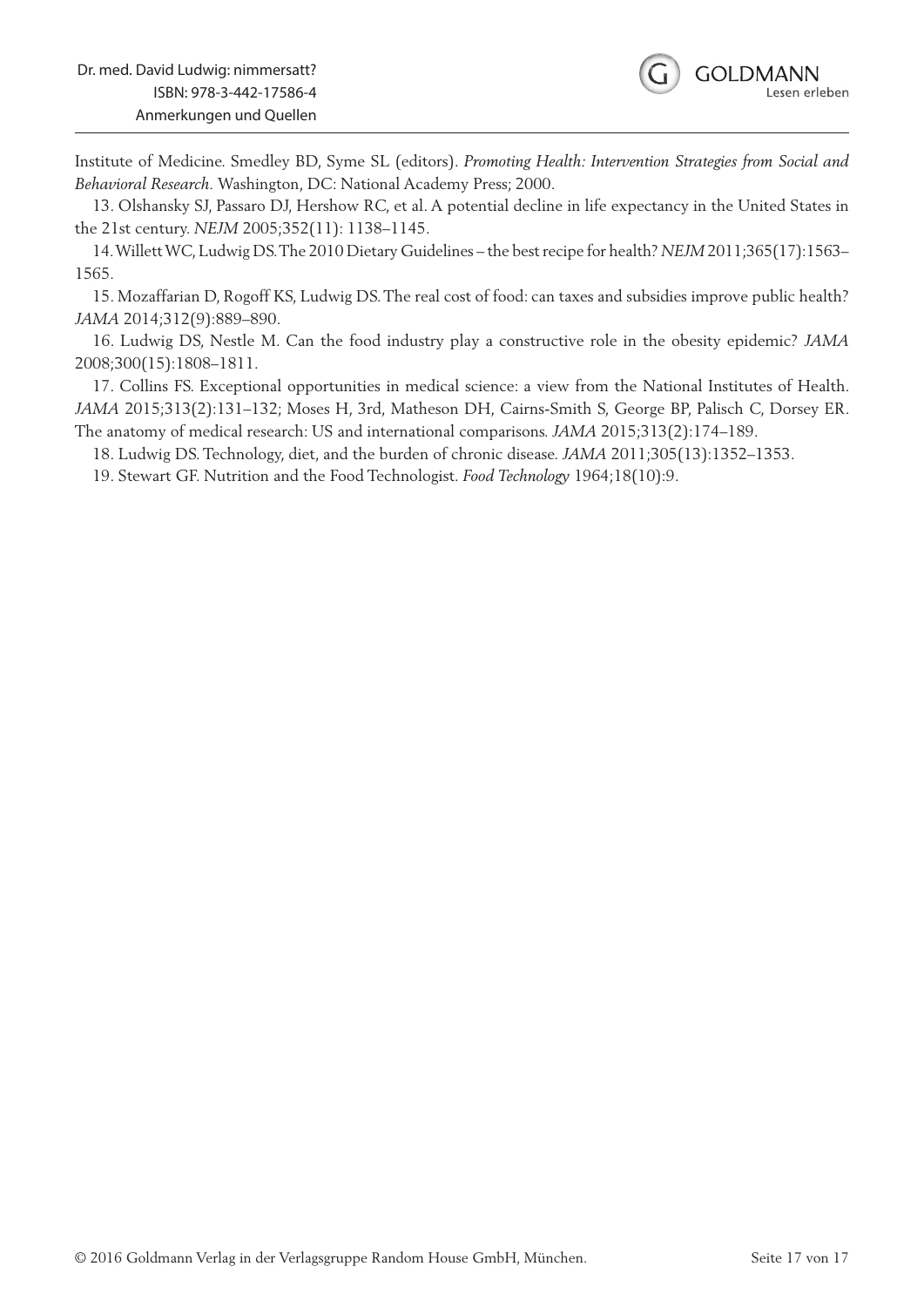Institute of Medicine. Smedley BD, Syme SL (editors). *Promoting Health: Intervention Strategies from Social and Behavioral Research.* Washington, DC: National Academy Press; 2000.

13. Olshansky SJ, Passaro DJ, Hershow RC, et al. A potential decline in life expectancy in the United States in the 21st century. *NEJM* 2005;352(11): 1138–1145.

14. Willett WC, Ludwig DS. The 2010 Dietary Guidelines – the best recipe for health? *NEJM* 2011;365(17):1563–1565.

15. Mozaffarian D, Rogoff KS, Ludwig DS. The real cost of food: can taxes and subsidies improve public health? *JAMA* 2014;312(9):889–890.

16. Ludwig DS, Nestle M. Can the food industry play a constructive role in the obesity epidemic? *JAMA* 2008;300(15):1808–1811.

17. Collins FS. Exceptional opportunities in medical science: a view from the National Institutes of Health. *JAMA* 2015;313(2):131–132; Moses H, 3rd, Matheson DH, Cairns-Smith S, George BP, Palisch C, Dorsey ER. The anatomy of medical research: US and international comparisons. *JAMA* 2015;313(2):174–189.

18. Ludwig DS. Technology, diet, and the burden of chronic disease. *JAMA* 2011;305(13):1352–1353.

19. Stewart GF. Nutrition and the Food Technologist. *Food Technology* 1964;18(10):9.

© 2016 Goldmann Verlag in der Verlagsgruppe Random House GmbH, München.